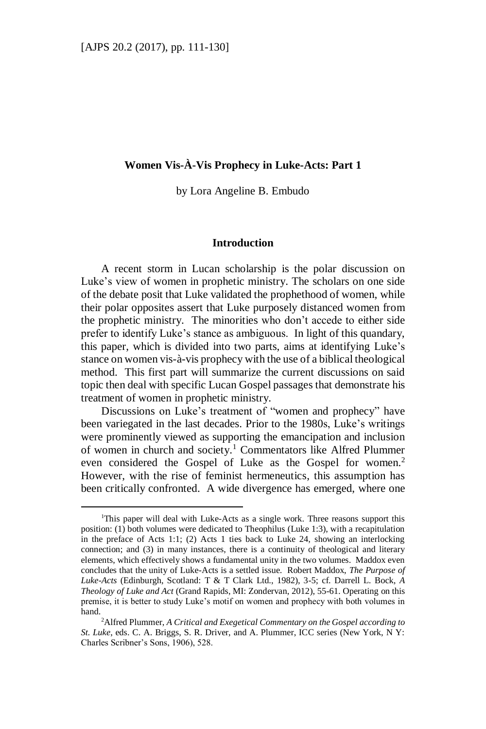# Women Vis-À-Vis Prophecy in Luke-Acts: Part 1

by Lora Angeline B. Embudo

## Introduction

A recent storm in Lucan scholarship is the polar discussion on Luke's view of women in prophetic ministry. The scholars on one side of the debate posit that Luke validated the prophethood of women, while their polar opposites assert that Luke purposely distanced women from the prophetic ministry. The minorities who don't accede to either side prefer to identify Luke's stance as ambiguous. In light of this quandary, this paper, which is divided into two parts, aims at identifying Luke's stance on women vis-à-vis prophecy with the use of a biblical theological method. This first part will summarize the current discussions on said topic then deal with specific Lucan Gospel passages that demonstrate his treatment of women in prophetic ministry.

Discussions on Luke's treatment of "women and prophecy" have been variegated in the last decades. Prior to the 1980s, Luke's writings were prominently viewed as supporting the emancipation and inclusion of women in church and society.[1] Commentators like Alfred Plummer even considered the Gospel of Luke as the Gospel for women.[2] However, with the rise of feminist hermeneutics, this assumption has been critically confronted. A wide divergence has emerged, where one

---

[1]This paper will deal with Luke-Acts as a single work. Three reasons support this position: (1) both volumes were dedicated to Theophilus (Luke 1:3), with a recapitulation in the preface of Acts 1:1; (2) Acts 1 ties back to Luke 24, showing an interlocking connection; and (3) in many instances, there is a continuity of theological and literary elements, which effectively shows a fundamental unity in the two volumes. Maddox even concludes that the unity of Luke-Acts is a settled issue. Robert Maddox, *The Purpose of Luke-Acts* (Edinburgh, Scotland: T & T Clark Ltd., 1982), 3-5; cf. Darrell L. Bock, *A Theology of Luke and Act* (Grand Rapids, MI: Zondervan, 2012), 55-61. Operating on this premise, it is better to study Luke's motif on women and prophecy with both volumes in hand.

[2]Alfred Plummer, *A Critical and Exegetical Commentary on the Gospel according to St. Luke*, eds. C. A. Briggs, S. R. Driver, and A. Plummer, ICC series (New York, N Y: Charles Scribner's Sons, 1906), 528.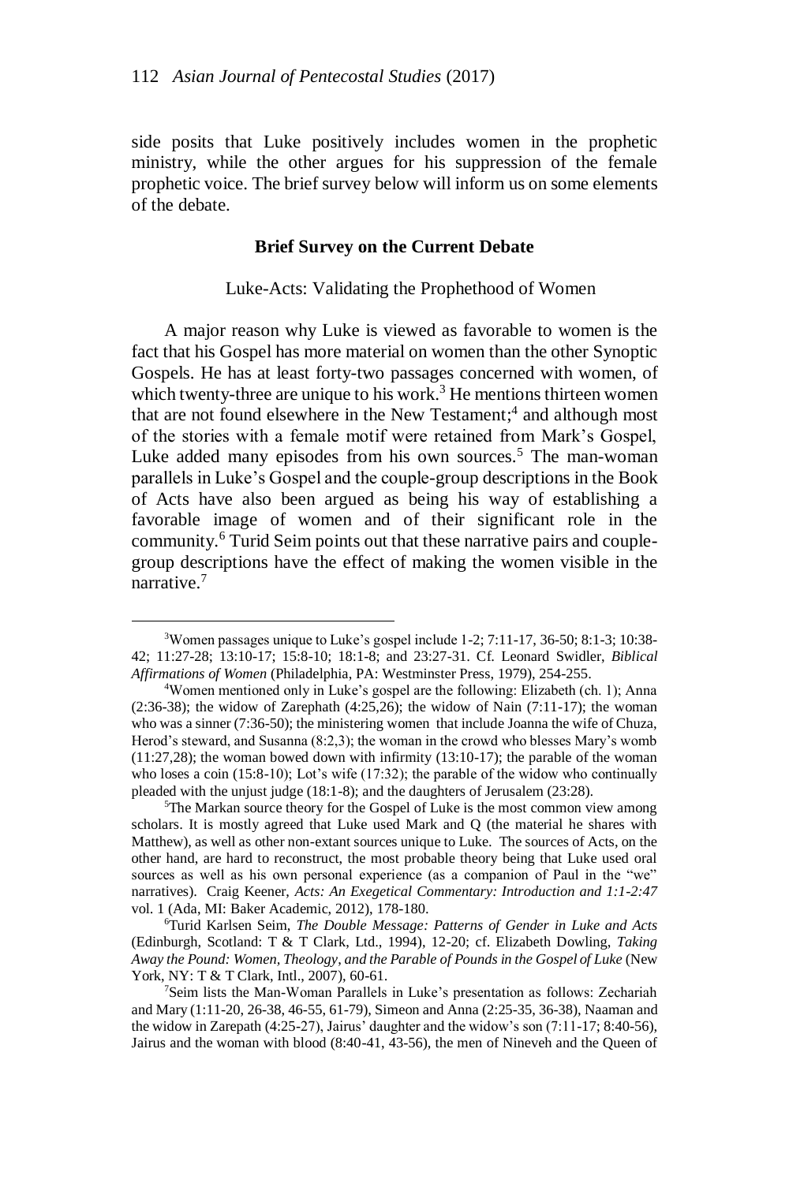side posits that Luke positively includes women in the prophetic ministry, while the other argues for his suppression of the female prophetic voice. The brief survey below will inform us on some elements of the debate.

## Brief Survey on the Current Debate

### Luke-Acts: Validating the Prophethood of Women

A major reason why Luke is viewed as favorable to women is the fact that his Gospel has more material on women than the other Synoptic Gospels. He has at least forty-two passages concerned with women, of which twenty-three are unique to his work.[3] He mentions thirteen women that are not found elsewhere in the New Testament;[4] and although most of the stories with a female motif were retained from Mark's Gospel, Luke added many episodes from his own sources.[5] The man-woman parallels in Luke's Gospel and the couple-group descriptions in the Book of Acts have also been argued as being his way of establishing a favorable image of women and of their significant role in the community.[6] Turid Seim points out that these narrative pairs and couple-group descriptions have the effect of making the women visible in the narrative.[7]

---

[3]Women passages unique to Luke's gospel include 1-2; 7:11-17, 36-50; 8:1-3; 10:38-42; 11:27-28; 13:10-17; 15:8-10; 18:1-8; and 23:27-31. Cf. Leonard Swidler, *Biblical Affirmations of Women* (Philadelphia, PA: Westminster Press, 1979), 254-255.

[4]Women mentioned only in Luke's gospel are the following: Elizabeth (ch. 1); Anna (2:36-38); the widow of Zarephath (4:25,26); the widow of Nain (7:11-17); the woman who was a sinner (7:36-50); the ministering women that include Joanna the wife of Chuza, Herod's steward, and Susanna (8:2,3); the woman in the crowd who blesses Mary's womb (11:27,28); the woman bowed down with infirmity (13:10-17); the parable of the woman who loses a coin (15:8-10); Lot's wife (17:32); the parable of the widow who continually pleaded with the unjust judge (18:1-8); and the daughters of Jerusalem (23:28).

[5]The Markan source theory for the Gospel of Luke is the most common view among scholars. It is mostly agreed that Luke used Mark and Q (the material he shares with Matthew), as well as other non-extant sources unique to Luke. The sources of Acts, on the other hand, are hard to reconstruct, the most probable theory being that Luke used oral sources as well as his own personal experience (as a companion of Paul in the "we" narratives). Craig Keener, *Acts: An Exegetical Commentary: Introduction and 1:1-2:47* vol. 1 (Ada, MI: Baker Academic, 2012), 178-180.

[6]Turid Karlsen Seim, *The Double Message: Patterns of Gender in Luke and Acts* (Edinburgh, Scotland: T & T Clark, Ltd., 1994), 12-20; cf. Elizabeth Dowling, *Taking Away the Pound: Women, Theology, and the Parable of Pounds in the Gospel of Luke* (New York, NY: T & T Clark, Intl., 2007), 60-61.

[7]Seim lists the Man-Woman Parallels in Luke's presentation as follows: Zechariah and Mary (1:11-20, 26-38, 46-55, 61-79), Simeon and Anna (2:25-35, 36-38), Naaman and the widow in Zarepath (4:25-27), Jairus' daughter and the widow's son (7:11-17; 8:40-56), Jairus and the woman with blood (8:40-41, 43-56), the men of Nineveh and the Queen of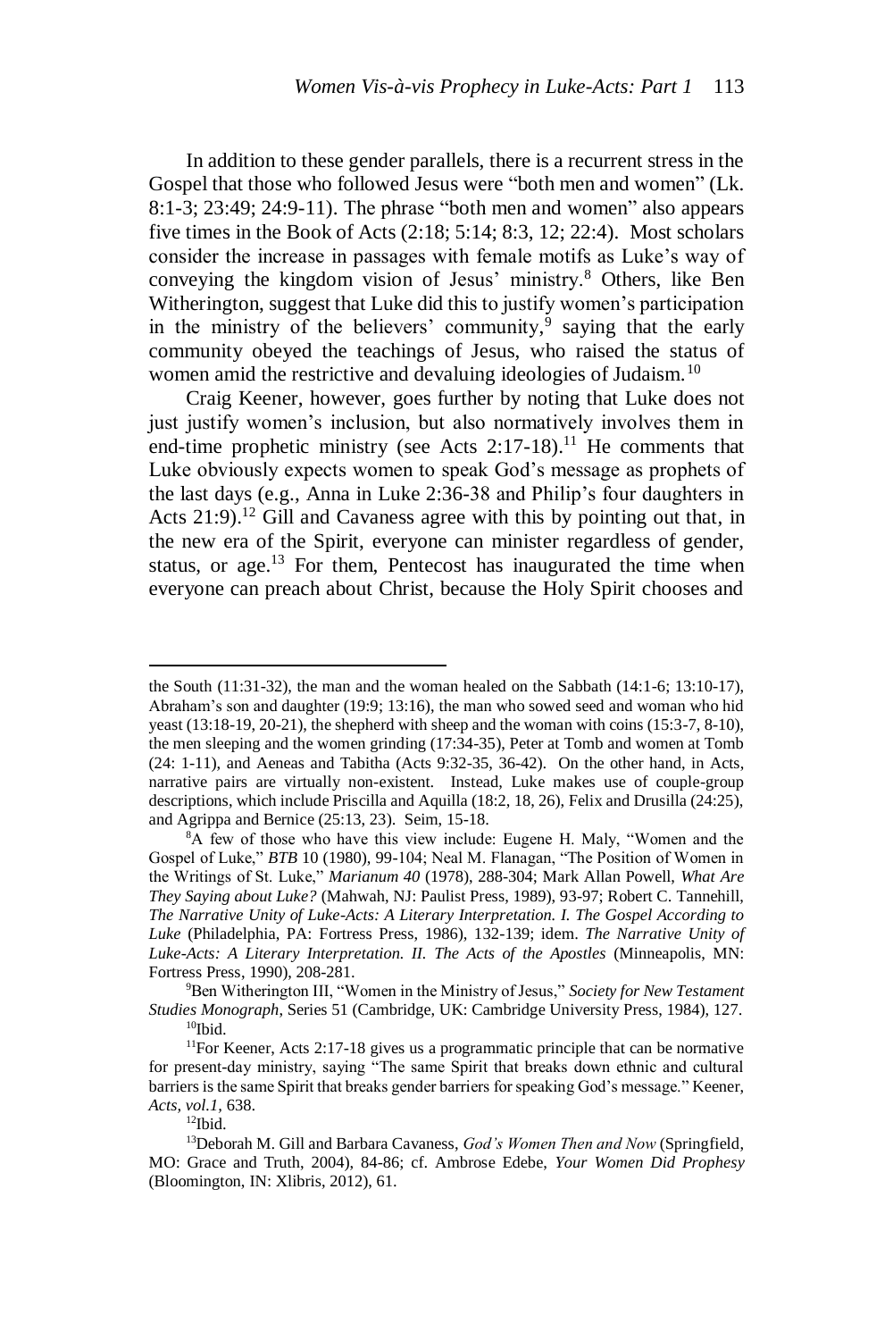In addition to these gender parallels, there is a recurrent stress in the Gospel that those who followed Jesus were "both men and women" (Lk. 8:1-3; 23:49; 24:9-11). The phrase "both men and women" also appears five times in the Book of Acts (2:18; 5:14; 8:3, 12; 22:4). Most scholars consider the increase in passages with female motifs as Luke's way of conveying the kingdom vision of Jesus' ministry.[8] Others, like Ben Witherington, suggest that Luke did this to justify women's participation in the ministry of the believers' community,[9] saying that the early community obeyed the teachings of Jesus, who raised the status of women amid the restrictive and devaluing ideologies of Judaism.[10]

Craig Keener, however, goes further by noting that Luke does not just justify women's inclusion, but also normatively involves them in end-time prophetic ministry (see Acts 2:17-18).[11] He comments that Luke obviously expects women to speak God's message as prophets of the last days (e.g., Anna in Luke 2:36-38 and Philip's four daughters in Acts 21:9).[12] Gill and Cavaness agree with this by pointing out that, in the new era of the Spirit, everyone can minister regardless of gender, status, or age.[13] For them, Pentecost has inaugurated the time when everyone can preach about Christ, because the Holy Spirit chooses and

---

the South (11:31-32), the man and the woman healed on the Sabbath (14:1-6; 13:10-17), Abraham's son and daughter (19:9; 13:16), the man who sowed seed and woman who hid yeast (13:18-19, 20-21), the shepherd with sheep and the woman with coins (15:3-7, 8-10), the men sleeping and the women grinding (17:34-35), Peter at Tomb and women at Tomb (24: 1-11), and Aeneas and Tabitha (Acts 9:32-35, 36-42). On the other hand, in Acts, narrative pairs are virtually non-existent. Instead, Luke makes use of couple-group descriptions, which include Priscilla and Aquilla (18:2, 18, 26), Felix and Drusilla (24:25), and Agrippa and Bernice (25:13, 23). Seim, 15-18.

[8]A few of those who have this view include: Eugene H. Maly, "Women and the Gospel of Luke," *BTB* 10 (1980), 99-104; Neal M. Flanagan, "The Position of Women in the Writings of St. Luke," *Marianum 40* (1978), 288-304; Mark Allan Powell, *What Are They Saying about Luke?* (Mahwah, NJ: Paulist Press, 1989), 93-97; Robert C. Tannehill, *The Narrative Unity of Luke-Acts: A Literary Interpretation. I. The Gospel According to Luke* (Philadelphia, PA: Fortress Press, 1986), 132-139; idem. *The Narrative Unity of Luke-Acts: A Literary Interpretation. II. The Acts of the Apostles* (Minneapolis, MN: Fortress Press, 1990), 208-281.

[9]Ben Witherington III, "Women in the Ministry of Jesus," *Society for New Testament Studies Monograph*, Series 51 (Cambridge, UK: Cambridge University Press, 1984), 127.

[10]Ibid.

[11]For Keener, Acts 2:17-18 gives us a programmatic principle that can be normative for present-day ministry, saying "The same Spirit that breaks down ethnic and cultural barriers is the same Spirit that breaks gender barriers for speaking God's message." Keener, *Acts, vol.1,* 638.

[12]Ibid.

[13]Deborah M. Gill and Barbara Cavaness, *God's Women Then and Now* (Springfield, MO: Grace and Truth, 2004), 84-86; cf. Ambrose Edebe, *Your Women Did Prophesy* (Bloomington, IN: Xlibris, 2012), 61.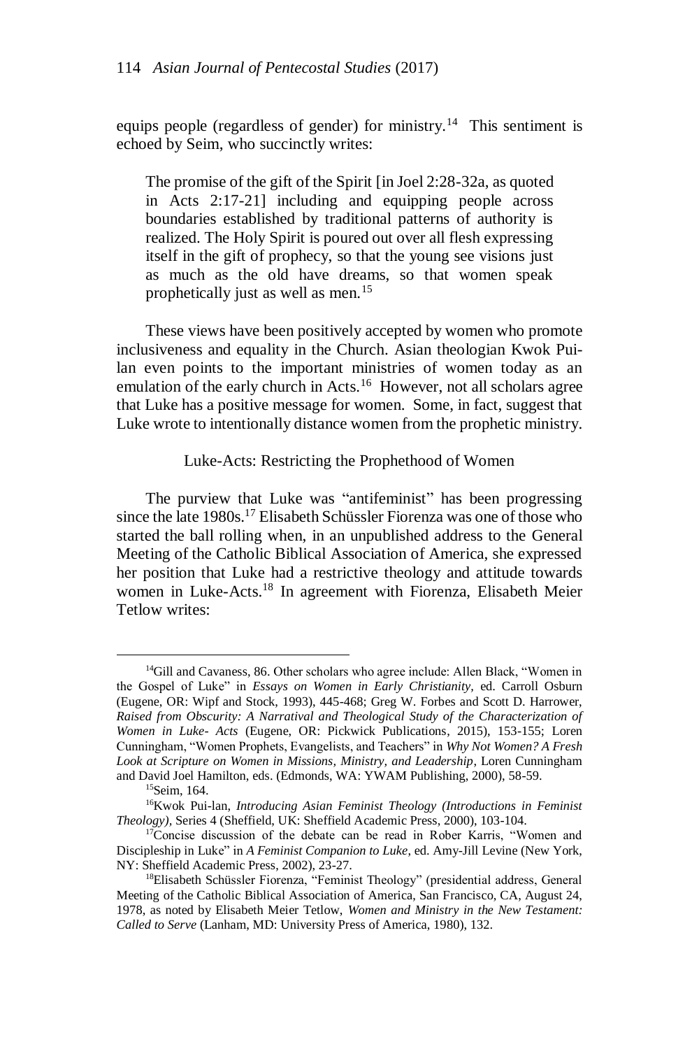equips people (regardless of gender) for ministry.[14] This sentiment is echoed by Seim, who succinctly writes:

> The promise of the gift of the Spirit [in Joel 2:28-32a, as quoted in Acts 2:17-21] including and equipping people across boundaries established by traditional patterns of authority is realized. The Holy Spirit is poured out over all flesh expressing itself in the gift of prophecy, so that the young see visions just as much as the old have dreams, so that women speak prophetically just as well as men.[15]

These views have been positively accepted by women who promote inclusiveness and equality in the Church. Asian theologian Kwok Pui-lan even points to the important ministries of women today as an emulation of the early church in Acts.[16] However, not all scholars agree that Luke has a positive message for women. Some, in fact, suggest that Luke wrote to intentionally distance women from the prophetic ministry.

### Luke-Acts: Restricting the Prophethood of Women

The purview that Luke was "antifeminist" has been progressing since the late 1980s.[17] Elisabeth Schüssler Fiorenza was one of those who started the ball rolling when, in an unpublished address to the General Meeting of the Catholic Biblical Association of America, she expressed her position that Luke had a restrictive theology and attitude towards women in Luke-Acts.[18] In agreement with Fiorenza, Elisabeth Meier Tetlow writes:

---

[14]Gill and Cavaness, 86. Other scholars who agree include: Allen Black, "Women in the Gospel of Luke" in *Essays on Women in Early Christianity,* ed. Carroll Osburn (Eugene, OR: Wipf and Stock, 1993), 445-468; Greg W. Forbes and Scott D. Harrower, *Raised from Obscurity: A Narratival and Theological Study of the Characterization of Women in Luke- Acts* (Eugene, OR: Pickwick Publications, 2015), 153-155; Loren Cunningham, "Women Prophets, Evangelists, and Teachers" in *Why Not Women? A Fresh Look at Scripture on Women in Missions, Ministry, and Leadership*, Loren Cunningham and David Joel Hamilton, eds. (Edmonds, WA: YWAM Publishing, 2000), 58-59.

[15]Seim, 164.

[16]Kwok Pui-lan, *Introducing Asian Feminist Theology (Introductions in Feminist Theology),* Series 4 (Sheffield, UK: Sheffield Academic Press, 2000), 103-104.

[17]Concise discussion of the debate can be read in Rober Karris, "Women and Discipleship in Luke" in *A Feminist Companion to Luke*, ed. Amy-Jill Levine (New York, NY: Sheffield Academic Press, 2002), 23-27.

[18]Elisabeth Schüssler Fiorenza, "Feminist Theology" (presidential address, General Meeting of the Catholic Biblical Association of America, San Francisco, CA, August 24, 1978, as noted by Elisabeth Meier Tetlow, *Women and Ministry in the New Testament: Called to Serve* (Lanham, MD: University Press of America, 1980), 132.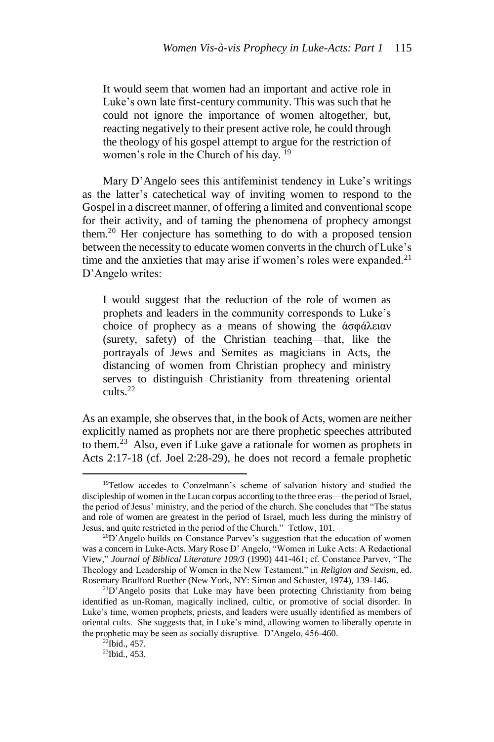> It would seem that women had an important and active role in Luke's own late first-century community. This was such that he could not ignore the importance of women altogether, but, reacting negatively to their present active role, he could through the theology of his gospel attempt to argue for the restriction of women's role in the Church of his day.[19]

Mary D'Angelo sees this antifeminist tendency in Luke's writings as the latter's catechetical way of inviting women to respond to the Gospel in a discreet manner, of offering a limited and conventional scope for their activity, and of taming the phenomena of prophecy amongst them.[20] Her conjecture has something to do with a proposed tension between the necessity to educate women converts in the church of Luke's time and the anxieties that may arise if women's roles were expanded.[21] D'Angelo writes:

> I would suggest that the reduction of the role of women as prophets and leaders in the community corresponds to Luke's choice of prophecy as a means of showing the ἀσφάλειαν (surety, safety) of the Christian teaching—that, like the portrayals of Jews and Semites as magicians in Acts, the distancing of women from Christian prophecy and ministry serves to distinguish Christianity from threatening oriental cults.[22]

As an example, she observes that, in the book of Acts, women are neither explicitly named as prophets nor are there prophetic speeches attributed to them.[23] Also, even if Luke gave a rationale for women as prophets in Acts 2:17-18 (cf. Joel 2:28-29), he does not record a female prophetic

---

[19] Tetlow accedes to Conzelmann's scheme of salvation history and studied the discipleship of women in the Lucan corpus according to the three eras—the period of Israel, the period of Jesus' ministry, and the period of the church. She concludes that "The status and role of women are greatest in the period of Israel, much less during the ministry of Jesus, and quite restricted in the period of the Church." Tetlow, 101.

[20] D'Angelo builds on Constance Parvev's suggestion that the education of women was a concern in Luke-Acts. Mary Rose D' Angelo, "Women in Luke Acts: A Redactional View," *Journal of Biblical Literature 109/3* (1990) 441-461; cf. Constance Parvev, "The Theology and Leadership of Women in the New Testament," in *Religion and Sexism*, ed. Rosemary Bradford Ruether (New York, NY: Simon and Schuster, 1974), 139-146.

[21] D'Angelo posits that Luke may have been protecting Christianity from being identified as un-Roman, magically inclined, cultic, or promotive of social disorder. In Luke's time, women prophets, priests, and leaders were usually identified as members of oriental cults. She suggests that, in Luke's mind, allowing women to liberally operate in the prophetic may be seen as socially disruptive. D'Angelo, 456-460.

[22] Ibid., 457.

[23] Ibid., 453.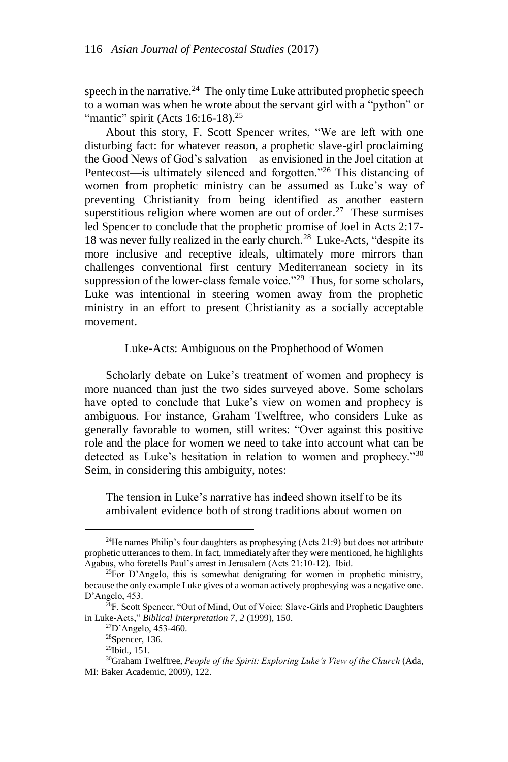speech in the narrative.[24] The only time Luke attributed prophetic speech to a woman was when he wrote about the servant girl with a "python" or "mantic" spirit (Acts 16:16-18).[25]

About this story, F. Scott Spencer writes, "We are left with one disturbing fact: for whatever reason, a prophetic slave-girl proclaiming the Good News of God's salvation—as envisioned in the Joel citation at Pentecost—is ultimately silenced and forgotten."[26] This distancing of women from prophetic ministry can be assumed as Luke's way of preventing Christianity from being identified as another eastern superstitious religion where women are out of order.[27] These surmises led Spencer to conclude that the prophetic promise of Joel in Acts 2:17-18 was never fully realized in the early church.[28] Luke-Acts, "despite its more inclusive and receptive ideals, ultimately more mirrors than challenges conventional first century Mediterranean society in its suppression of the lower-class female voice."[29] Thus, for some scholars, Luke was intentional in steering women away from the prophetic ministry in an effort to present Christianity as a socially acceptable movement.

## Luke-Acts: Ambiguous on the Prophethood of Women

Scholarly debate on Luke's treatment of women and prophecy is more nuanced than just the two sides surveyed above. Some scholars have opted to conclude that Luke's view on women and prophecy is ambiguous. For instance, Graham Twelftree, who considers Luke as generally favorable to women, still writes: "Over against this positive role and the place for women we need to take into account what can be detected as Luke's hesitation in relation to women and prophecy."[30] Seim, in considering this ambiguity, notes:

> The tension in Luke's narrative has indeed shown itself to be its ambivalent evidence both of strong traditions about women on

---

[24]He names Philip's four daughters as prophesying (Acts 21:9) but does not attribute prophetic utterances to them. In fact, immediately after they were mentioned, he highlights Agabus, who foretells Paul's arrest in Jerusalem (Acts 21:10-12). Ibid.

[25]For D'Angelo, this is somewhat denigrating for women in prophetic ministry, because the only example Luke gives of a woman actively prophesying was a negative one. D'Angelo, 453.

[26]F. Scott Spencer, "Out of Mind, Out of Voice: Slave-Girls and Prophetic Daughters in Luke-Acts," *Biblical Interpretation 7, 2* (1999), 150.

[27]D'Angelo, 453-460.

[28]Spencer, 136.

[29]Ibid., 151.

[30]Graham Twelftree, *People of the Spirit: Exploring Luke's View of the Church* (Ada, MI: Baker Academic, 2009), 122.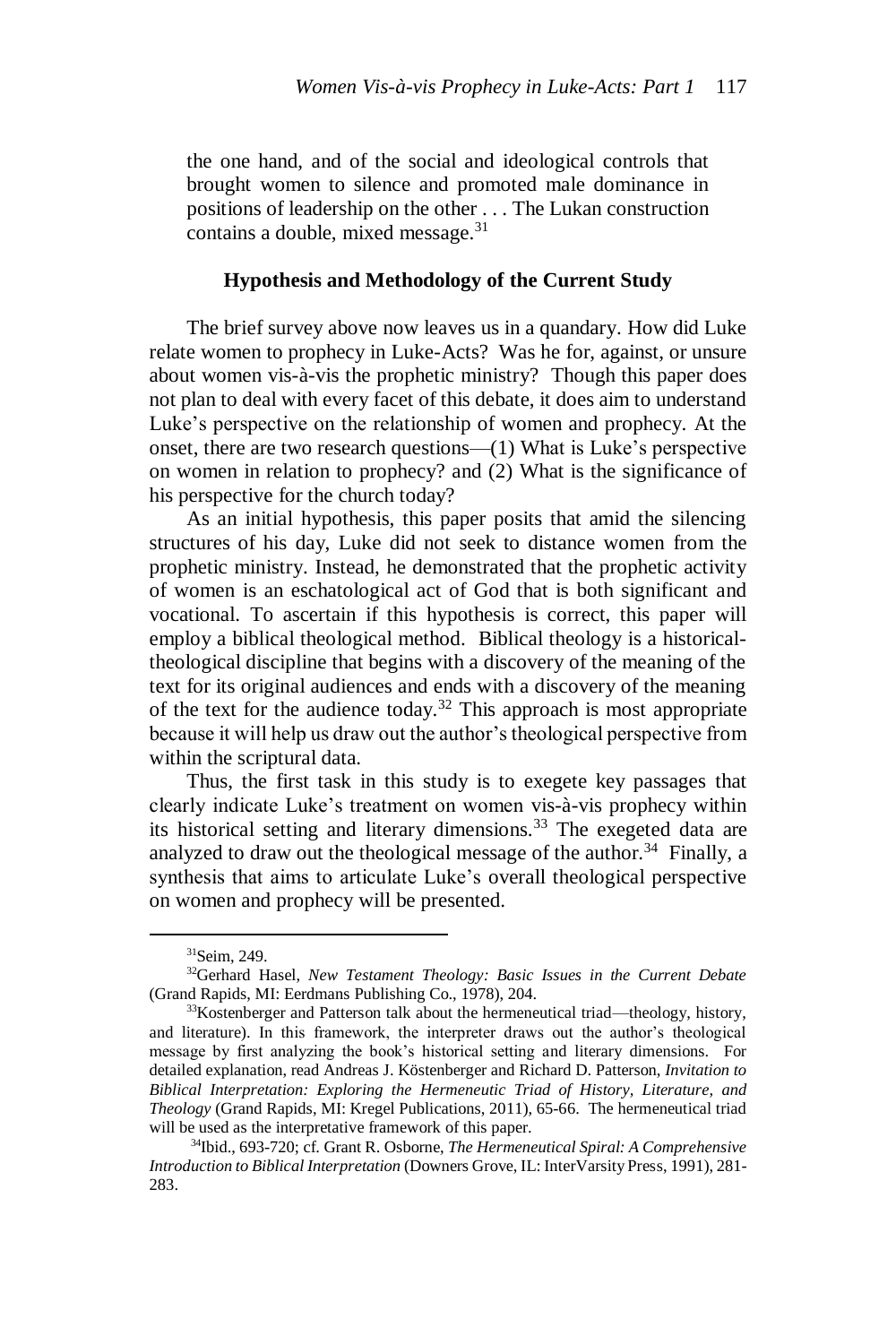the one hand, and of the social and ideological controls that brought women to silence and promoted male dominance in positions of leadership on the other . . . The Lukan construction contains a double, mixed message.[31]

### Hypothesis and Methodology of the Current Study

The brief survey above now leaves us in a quandary. How did Luke relate women to prophecy in Luke-Acts? Was he for, against, or unsure about women vis-à-vis the prophetic ministry? Though this paper does not plan to deal with every facet of this debate, it does aim to understand Luke's perspective on the relationship of women and prophecy. At the onset, there are two research questions—(1) What is Luke's perspective on women in relation to prophecy? and (2) What is the significance of his perspective for the church today?

As an initial hypothesis, this paper posits that amid the silencing structures of his day, Luke did not seek to distance women from the prophetic ministry. Instead, he demonstrated that the prophetic activity of women is an eschatological act of God that is both significant and vocational. To ascertain if this hypothesis is correct, this paper will employ a biblical theological method. Biblical theology is a historical-theological discipline that begins with a discovery of the meaning of the text for its original audiences and ends with a discovery of the meaning of the text for the audience today.[32] This approach is most appropriate because it will help us draw out the author's theological perspective from within the scriptural data.

Thus, the first task in this study is to exegete key passages that clearly indicate Luke's treatment on women vis-à-vis prophecy within its historical setting and literary dimensions.[33] The exegeted data are analyzed to draw out the theological message of the author.[34] Finally, a synthesis that aims to articulate Luke's overall theological perspective on women and prophecy will be presented.

---

[31]Seim, 249.

[32]Gerhard Hasel, *New Testament Theology: Basic Issues in the Current Debate* (Grand Rapids, MI: Eerdmans Publishing Co., 1978), 204.

[33]Kostenberger and Patterson talk about the hermeneutical triad—theology, history, and literature). In this framework, the interpreter draws out the author's theological message by first analyzing the book's historical setting and literary dimensions. For detailed explanation, read Andreas J. Köstenberger and Richard D. Patterson, *Invitation to Biblical Interpretation: Exploring the Hermeneutic Triad of History, Literature, and Theology* (Grand Rapids, MI: Kregel Publications, 2011), 65-66. The hermeneutical triad will be used as the interpretative framework of this paper.

[34]Ibid., 693-720; cf. Grant R. Osborne, *The Hermeneutical Spiral: A Comprehensive Introduction to Biblical Interpretation* (Downers Grove, IL: InterVarsity Press, 1991), 281-283.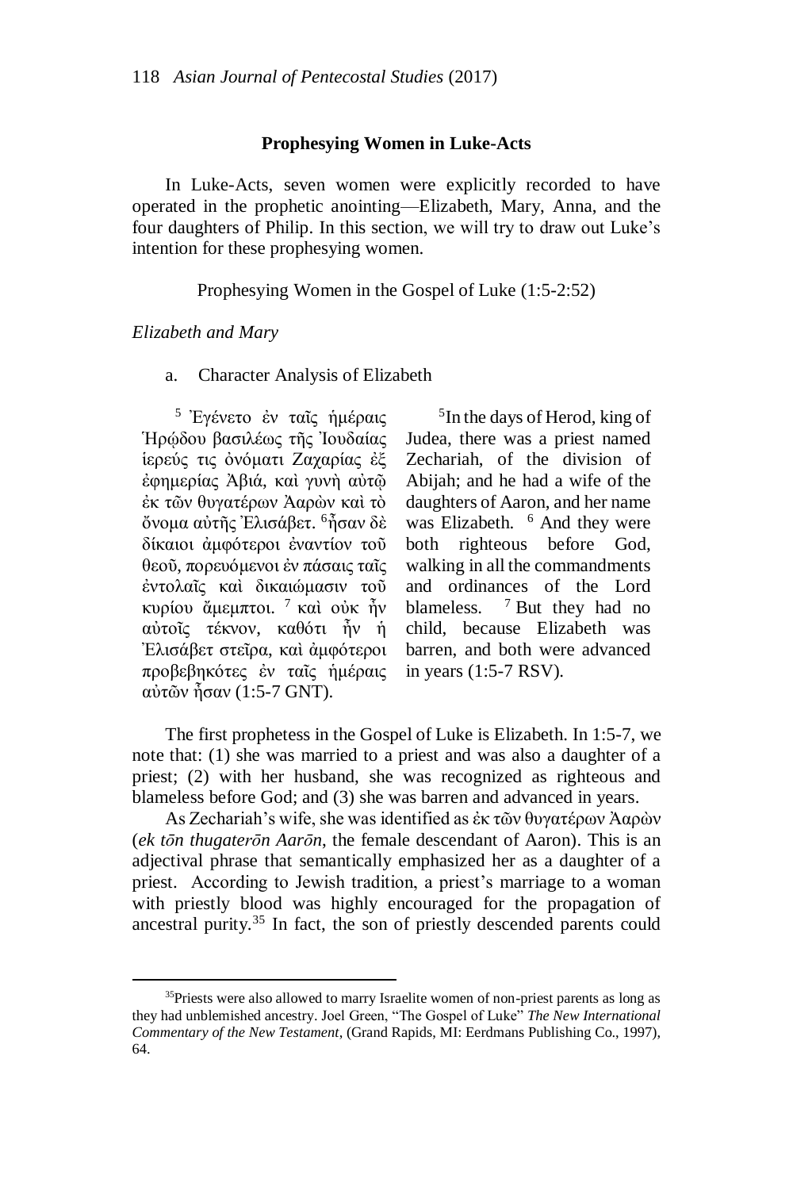## Prophesying Women in Luke-Acts

In Luke-Acts, seven women were explicitly recorded to have operated in the prophetic anointing—Elizabeth, Mary, Anna, and the four daughters of Philip. In this section, we will try to draw out Luke's intention for these prophesying women.

### Prophesying Women in the Gospel of Luke (1:5-2:52)

*Elizabeth and Mary*

a. Character Analysis of Elizabeth

[5] Ἐγένετο ἐν ταῖς ἡμέραις Ἡρῴδου βασιλέως τῆς Ἰουδαίας ἱερεύς τις ὀνόματι Ζαχαρίας ἐξ ἐφημερίας Ἀβιά, καὶ γυνὴ αὐτῷ ἐκ τῶν θυγατέρων Ἀαρὼν καὶ τὸ ὄνομα αὐτῆς Ἐλισάβετ. [6]ἦσαν δὲ δίκαιοι ἀμφότεροι ἐναντίον τοῦ θεοῦ, πορευόμενοι ἐν πάσαις ταῖς ἐντολαῖς καὶ δικαιώμασιν τοῦ κυρίου ἄμεμπτοι. [7] καὶ οὐκ ἦν αὐτοῖς τέκνον, καθότι ἦν ἡ Ἐλισάβετ στεῖρα, καὶ ἀμφότεροι προβεβηκότες ἐν ταῖς ἡμέραις αὐτῶν ἦσαν (1:5-7 GNT).

[5]In the days of Herod, king of Judea, there was a priest named Zechariah, of the division of Abijah; and he had a wife of the daughters of Aaron, and her name was Elizabeth. [6] And they were both righteous before God, walking in all the commandments and ordinances of the Lord blameless. [7] But they had no child, because Elizabeth was barren, and both were advanced in years (1:5-7 RSV).

The first prophetess in the Gospel of Luke is Elizabeth. In 1:5-7, we note that: (1) she was married to a priest and was also a daughter of a priest; (2) with her husband, she was recognized as righteous and blameless before God; and (3) she was barren and advanced in years.

As Zechariah's wife, she was identified as ἐκ τῶν θυγατέρων Ἀαρὼν (*ek tōn thugaterōn Aarōn*, the female descendant of Aaron). This is an adjectival phrase that semantically emphasized her as a daughter of a priest. According to Jewish tradition, a priest's marriage to a woman with priestly blood was highly encouraged for the propagation of ancestral purity.[35] In fact, the son of priestly descended parents could

[35]Priests were also allowed to marry Israelite women of non-priest parents as long as they had unblemished ancestry. Joel Green, "The Gospel of Luke" *The New International Commentary of the New Testament*, (Grand Rapids, MI: Eerdmans Publishing Co., 1997), 64.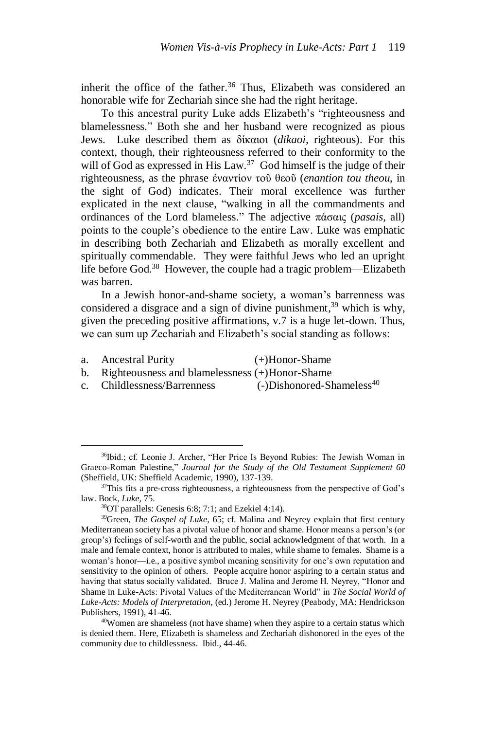inherit the office of the father.[36] Thus, Elizabeth was considered an honorable wife for Zechariah since she had the right heritage.

To this ancestral purity Luke adds Elizabeth's "righteousness and blamelessness." Both she and her husband were recognized as pious Jews. Luke described them as δίκαιοι (*dikaoi*, righteous). For this context, though, their righteousness referred to their conformity to the will of God as expressed in His Law.[37] God himself is the judge of their righteousness, as the phrase ἐναντίον τοῦ θεοῦ (*enantion tou theou*, in the sight of God) indicates. Their moral excellence was further explicated in the next clause, "walking in all the commandments and ordinances of the Lord blameless." The adjective πάσαις (*pasais*, all) points to the couple's obedience to the entire Law. Luke was emphatic in describing both Zechariah and Elizabeth as morally excellent and spiritually commendable. They were faithful Jews who led an upright life before God.[38] However, the couple had a tragic problem—Elizabeth was barren.

In a Jewish honor-and-shame society, a woman's barrenness was considered a disgrace and a sign of divine punishment,[39] which is why, given the preceding positive affirmations, v.7 is a huge let-down. Thus, we can sum up Zechariah and Elizabeth's social standing as follows:

a. Ancestral Purity (+)Honor-Shame
b. Righteousness and blamelessness (+)Honor-Shame
c. Childlessness/Barrenness (-)Dishonored-Shameless[40]

---

[36]Ibid.; cf. Leonie J. Archer, "Her Price Is Beyond Rubies: The Jewish Woman in Graeco-Roman Palestine," *Journal for the Study of the Old Testament Supplement 60* (Sheffield, UK: Sheffield Academic, 1990), 137-139.

[37]This fits a pre-cross righteousness, a righteousness from the perspective of God's law. Bock, *Luke,* 75.

[38]OT parallels: Genesis 6:8; 7:1; and Ezekiel 4:14).

[39]Green, *The Gospel of Luke,* 65; cf. Malina and Neyrey explain that first century Mediterranean society has a pivotal value of honor and shame. Honor means a person's (or group's) feelings of self-worth and the public, social acknowledgment of that worth. In a male and female context, honor is attributed to males, while shame to females. Shame is a woman's honor—i.e., a positive symbol meaning sensitivity for one's own reputation and sensitivity to the opinion of others. People acquire honor aspiring to a certain status and having that status socially validated. Bruce J. Malina and Jerome H. Neyrey, "Honor and Shame in Luke-Acts: Pivotal Values of the Mediterranean World" in *The Social World of Luke-Acts: Models of Interpretation,* (ed.) Jerome H. Neyrey (Peabody, MA: Hendrickson Publishers, 1991), 41-46.

[40]Women are shameless (not have shame) when they aspire to a certain status which is denied them. Here, Elizabeth is shameless and Zechariah dishonored in the eyes of the community due to childlessness. Ibid., 44-46.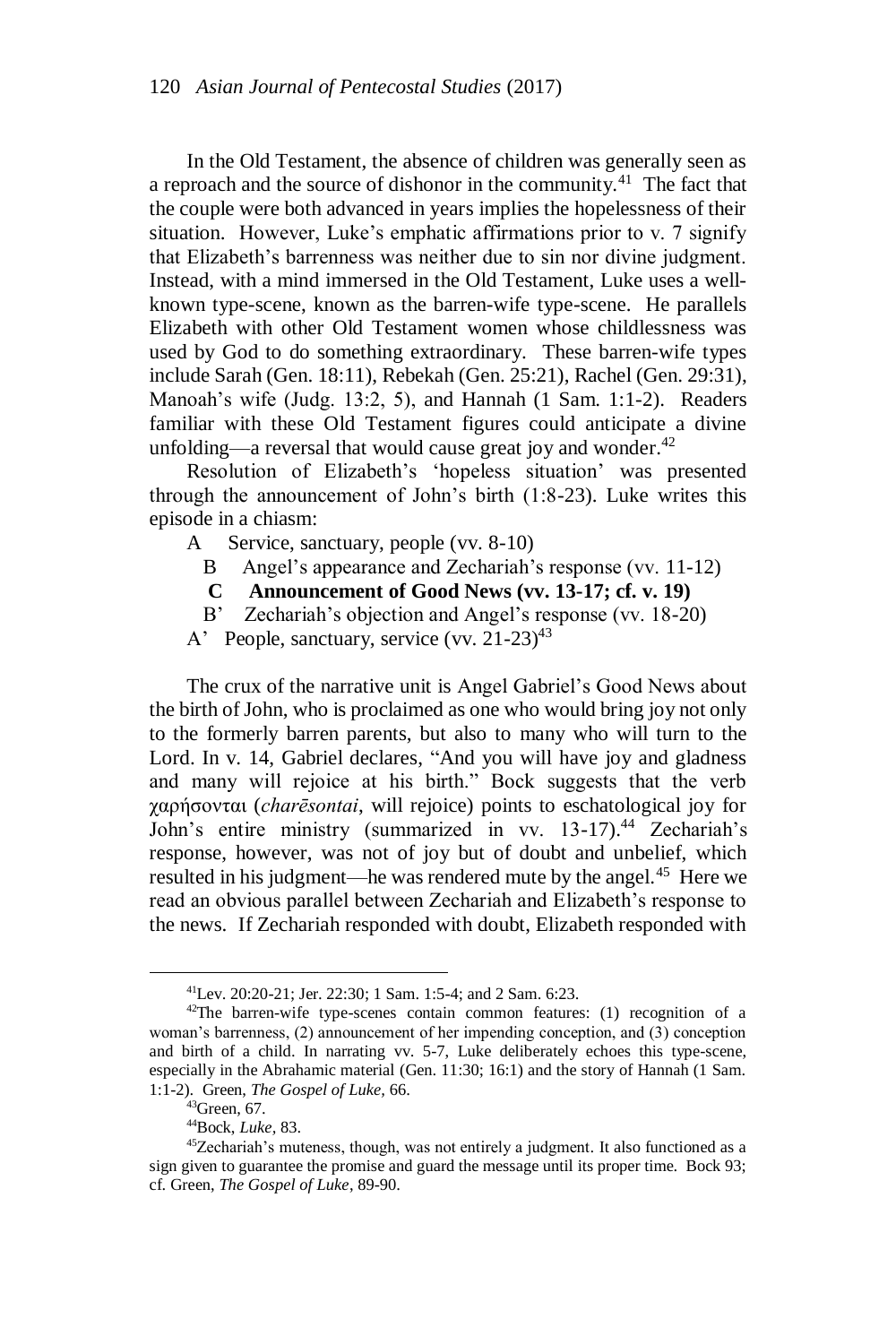In the Old Testament, the absence of children was generally seen as a reproach and the source of dishonor in the community.[41] The fact that the couple were both advanced in years implies the hopelessness of their situation. However, Luke's emphatic affirmations prior to v. 7 signify that Elizabeth's barrenness was neither due to sin nor divine judgment. Instead, with a mind immersed in the Old Testament, Luke uses a well-known type-scene, known as the barren-wife type-scene. He parallels Elizabeth with other Old Testament women whose childlessness was used by God to do something extraordinary. These barren-wife types include Sarah (Gen. 18:11), Rebekah (Gen. 25:21), Rachel (Gen. 29:31), Manoah's wife (Judg. 13:2, 5), and Hannah (1 Sam. 1:1-2). Readers familiar with these Old Testament figures could anticipate a divine unfolding—a reversal that would cause great joy and wonder.[42]

Resolution of Elizabeth's 'hopeless situation' was presented through the announcement of John's birth (1:8-23). Luke writes this episode in a chiasm:

A Service, sanctuary, people (vv. 8-10)
  B Angel's appearance and Zechariah's response (vv. 11-12)
    **C Announcement of Good News (vv. 13-17; cf. v. 19)**
  B' Zechariah's objection and Angel's response (vv. 18-20)
A' People, sanctuary, service (vv. 21-23)[43]

The crux of the narrative unit is Angel Gabriel's Good News about the birth of John, who is proclaimed as one who would bring joy not only to the formerly barren parents, but also to many who will turn to the Lord. In v. 14, Gabriel declares, "And you will have joy and gladness and many will rejoice at his birth." Bock suggests that the verb χαρήσονται (*charēsontai*, will rejoice) points to eschatological joy for John's entire ministry (summarized in vv. 13-17).[44] Zechariah's response, however, was not of joy but of doubt and unbelief, which resulted in his judgment—he was rendered mute by the angel.[45] Here we read an obvious parallel between Zechariah and Elizabeth's response to the news. If Zechariah responded with doubt, Elizabeth responded with

---

[41]Lev. 20:20-21; Jer. 22:30; 1 Sam. 1:5-4; and 2 Sam. 6:23.

[42]The barren-wife type-scenes contain common features: (1) recognition of a woman's barrenness, (2) announcement of her impending conception, and (3) conception and birth of a child. In narrating vv. 5-7, Luke deliberately echoes this type-scene, especially in the Abrahamic material (Gen. 11:30; 16:1) and the story of Hannah (1 Sam. 1:1-2). Green, *The Gospel of Luke*, 66.

[43]Green, 67.

[44]Bock, *Luke*, 83.

[45]Zechariah's muteness, though, was not entirely a judgment. It also functioned as a sign given to guarantee the promise and guard the message until its proper time. Bock 93; cf. Green, *The Gospel of Luke*, 89-90.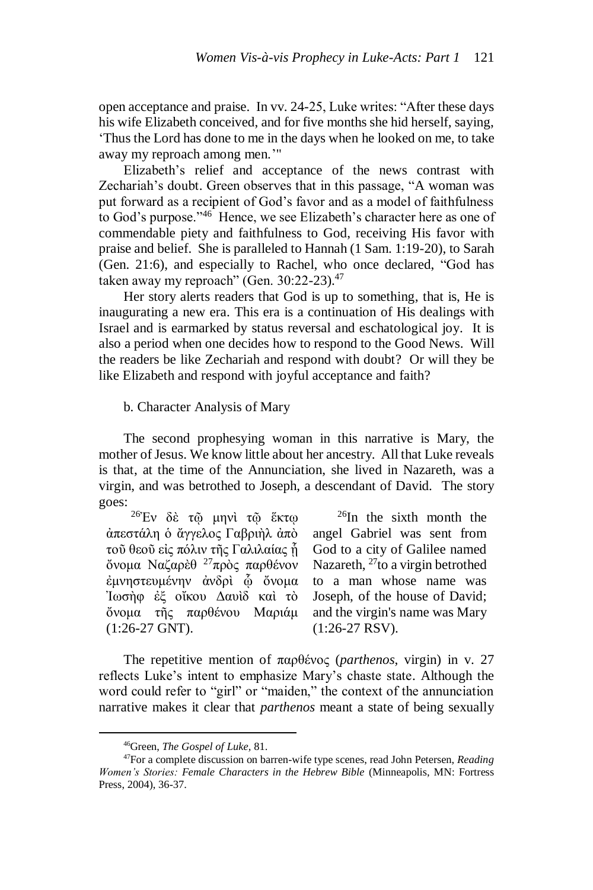open acceptance and praise. In vv. 24-25, Luke writes: "After these days his wife Elizabeth conceived, and for five months she hid herself, saying, 'Thus the Lord has done to me in the days when he looked on me, to take away my reproach among men.'"

Elizabeth's relief and acceptance of the news contrast with Zechariah's doubt. Green observes that in this passage, "A woman was put forward as a recipient of God's favor and as a model of faithfulness to God's purpose."[46] Hence, we see Elizabeth's character here as one of commendable piety and faithfulness to God, receiving His favor with praise and belief. She is paralleled to Hannah (1 Sam. 1:19-20), to Sarah (Gen. 21:6), and especially to Rachel, who once declared, "God has taken away my reproach" (Gen. 30:22-23).[47]

Her story alerts readers that God is up to something, that is, He is inaugurating a new era. This era is a continuation of His dealings with Israel and is earmarked by status reversal and eschatological joy. It is also a period when one decides how to respond to the Good News. Will the readers be like Zechariah and respond with doubt? Or will they be like Elizabeth and respond with joyful acceptance and faith?

b. Character Analysis of Mary

The second prophesying woman in this narrative is Mary, the mother of Jesus. We know little about her ancestry. All that Luke reveals is that, at the time of the Annunciation, she lived in Nazareth, was a virgin, and was betrothed to Joseph, a descendant of David. The story goes:

| | |
|---|---|
| [26]Ἐν δὲ τῷ μηνὶ τῷ ἕκτῳ ἀπεστάλη ὁ ἄγγελος Γαβριὴλ ἀπὸ τοῦ θεοῦ εἰς πόλιν τῆς Γαλιλαίας ᾗ ὄνομα Ναζαρὲθ [27]πρὸς παρθένον ἐμνηστευμένην ἀνδρὶ ᾧ ὄνομα Ἰωσὴφ ἐξ οἴκου Δαυὶδ καὶ τὸ ὄνομα τῆς παρθένου Μαριάμ (1:26-27 GNT). | [26]In the sixth month the angel Gabriel was sent from God to a city of Galilee named Nazareth, [27]to a virgin betrothed to a man whose name was Joseph, of the house of David; and the virgin's name was Mary (1:26-27 RSV). |

The repetitive mention of παρθένος (*parthenos*, virgin) in v. 27 reflects Luke's intent to emphasize Mary's chaste state. Although the word could refer to "girl" or "maiden," the context of the annunciation narrative makes it clear that *parthenos* meant a state of being sexually

[46]Green, *The Gospel of Luke*, 81.

[47]For a complete discussion on barren-wife type scenes, read John Petersen, *Reading Women's Stories: Female Characters in the Hebrew Bible* (Minneapolis, MN: Fortress Press, 2004), 36-37.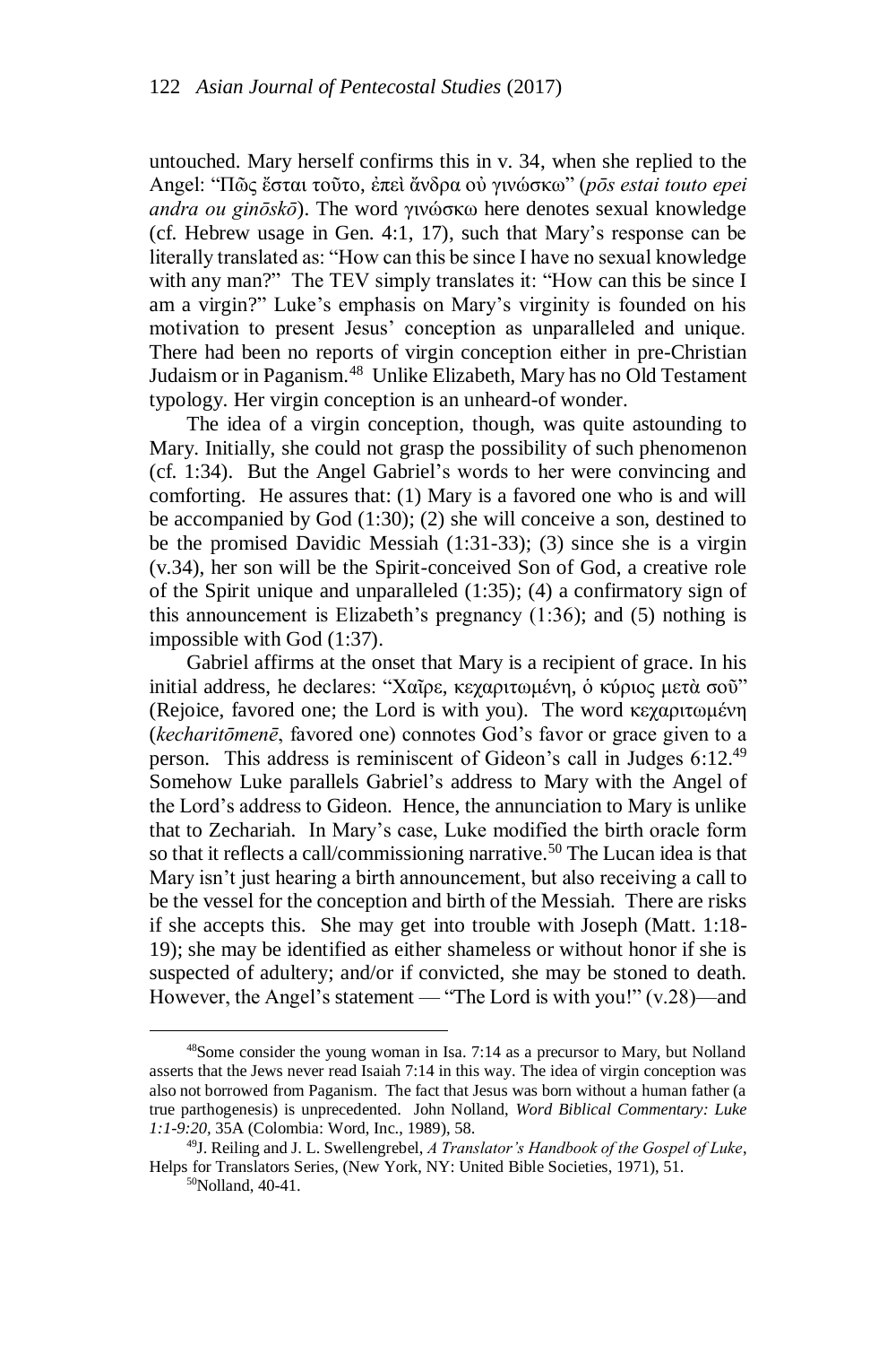untouched. Mary herself confirms this in v. 34, when she replied to the Angel: "Πῶς ἔσται τοῦτο, ἐπεὶ ἄνδρα οὐ γινώσκω" (*pōs estai touto epei andra ou ginōskō*). The word γινώσκω here denotes sexual knowledge (cf. Hebrew usage in Gen. 4:1, 17), such that Mary's response can be literally translated as: "How can this be since I have no sexual knowledge with any man?" The TEV simply translates it: "How can this be since I am a virgin?" Luke's emphasis on Mary's virginity is founded on his motivation to present Jesus' conception as unparalleled and unique. There had been no reports of virgin conception either in pre-Christian Judaism or in Paganism.[48] Unlike Elizabeth, Mary has no Old Testament typology. Her virgin conception is an unheard-of wonder.

The idea of a virgin conception, though, was quite astounding to Mary. Initially, she could not grasp the possibility of such phenomenon (cf. 1:34). But the Angel Gabriel's words to her were convincing and comforting. He assures that: (1) Mary is a favored one who is and will be accompanied by God (1:30); (2) she will conceive a son, destined to be the promised Davidic Messiah (1:31-33); (3) since she is a virgin (v.34), her son will be the Spirit-conceived Son of God, a creative role of the Spirit unique and unparalleled (1:35); (4) a confirmatory sign of this announcement is Elizabeth's pregnancy (1:36); and (5) nothing is impossible with God (1:37).

Gabriel affirms at the onset that Mary is a recipient of grace. In his initial address, he declares: "Χαῖρε, κεχαριτωμένη, ὁ κύριος μετὰ σοῦ" (Rejoice, favored one; the Lord is with you). The word κεχαριτωμένη (*kecharitōmenē*, favored one) connotes God's favor or grace given to a person. This address is reminiscent of Gideon's call in Judges 6:12.[49] Somehow Luke parallels Gabriel's address to Mary with the Angel of the Lord's address to Gideon. Hence, the annunciation to Mary is unlike that to Zechariah. In Mary's case, Luke modified the birth oracle form so that it reflects a call/commissioning narrative.[50] The Lucan idea is that Mary isn't just hearing a birth announcement, but also receiving a call to be the vessel for the conception and birth of the Messiah. There are risks if she accepts this. She may get into trouble with Joseph (Matt. 1:18-19); she may be identified as either shameless or without honor if she is suspected of adultery; and/or if convicted, she may be stoned to death. However, the Angel's statement — "The Lord is with you!" (v.28)—and

---

[48]Some consider the young woman in Isa. 7:14 as a precursor to Mary, but Nolland asserts that the Jews never read Isaiah 7:14 in this way. The idea of virgin conception was also not borrowed from Paganism. The fact that Jesus was born without a human father (a true parthogenesis) is unprecedented. John Nolland, *Word Biblical Commentary: Luke 1:1-9:20*, 35A (Colombia: Word, Inc., 1989), 58.

[49]J. Reiling and J. L. Swellengrebel, *A Translator's Handbook of the Gospel of Luke*, Helps for Translators Series, (New York, NY: United Bible Societies, 1971), 51.

[50]Nolland, 40-41.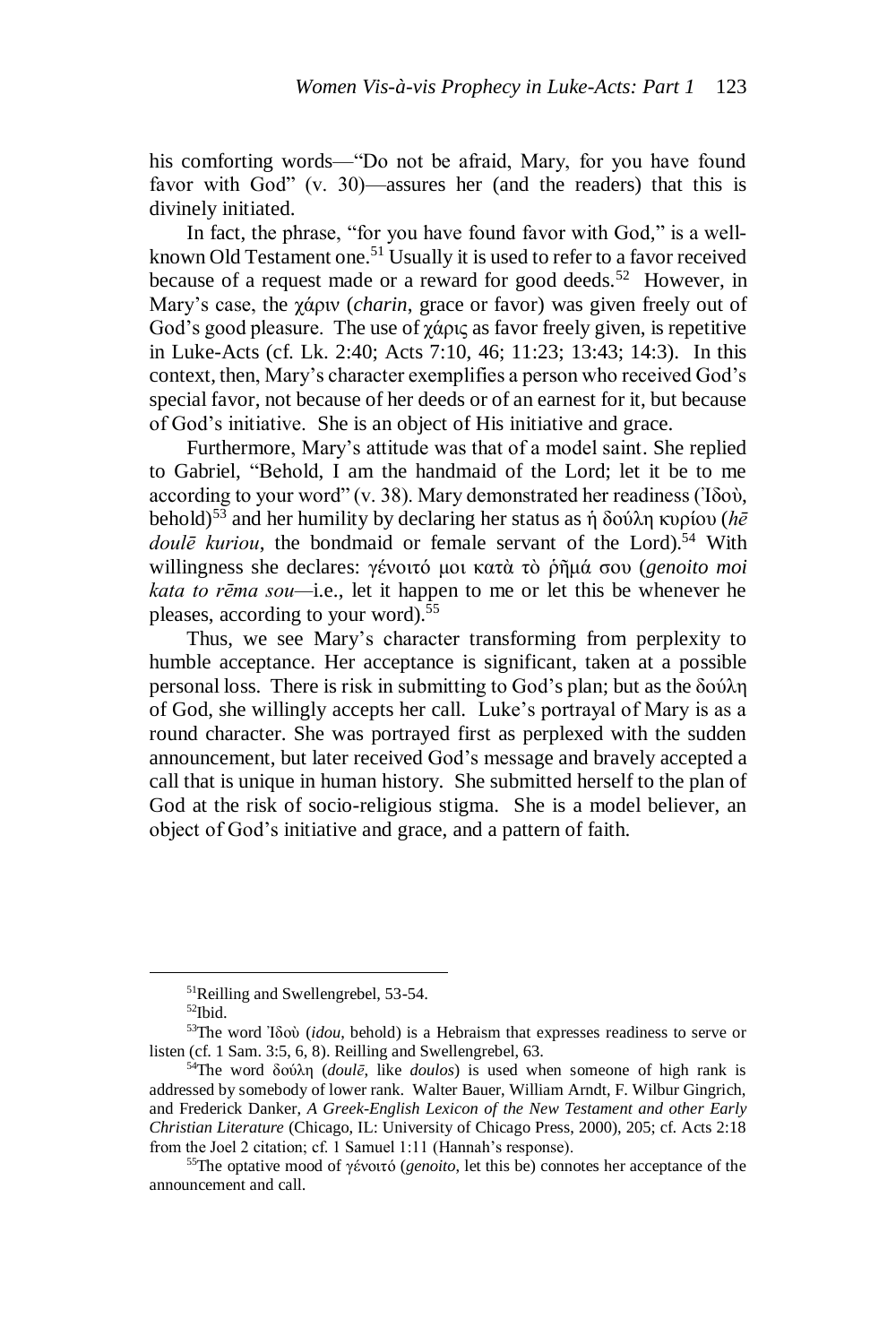his comforting words—"Do not be afraid, Mary, for you have found favor with God" (v. 30)—assures her (and the readers) that this is divinely initiated.

In fact, the phrase, "for you have found favor with God," is a well-known Old Testament one.[51] Usually it is used to refer to a favor received because of a request made or a reward for good deeds.[52] However, in Mary's case, the χάριν (*charin*, grace or favor) was given freely out of God's good pleasure. The use of χάρις as favor freely given, is repetitive in Luke-Acts (cf. Lk. 2:40; Acts 7:10, 46; 11:23; 13:43; 14:3). In this context, then, Mary's character exemplifies a person who received God's special favor, not because of her deeds or of an earnest for it, but because of God's initiative. She is an object of His initiative and grace.

Furthermore, Mary's attitude was that of a model saint. She replied to Gabriel, "Behold, I am the handmaid of the Lord; let it be to me according to your word" (v. 38). Mary demonstrated her readiness (Ἰδοὺ, behold)[53] and her humility by declaring her status as ἡ δούλη κυρίου (*hē doulē kuriou*, the bondmaid or female servant of the Lord).[54] With willingness she declares: γένοιτό μοι κατὰ τὸ ῥῆμά σου (*genoito moi kata to rēma sou*—i.e., let it happen to me or let this be whenever he pleases, according to your word).[55]

Thus, we see Mary's character transforming from perplexity to humble acceptance. Her acceptance is significant, taken at a possible personal loss. There is risk in submitting to God's plan; but as the δούλη of God, she willingly accepts her call. Luke's portrayal of Mary is as a round character. She was portrayed first as perplexed with the sudden announcement, but later received God's message and bravely accepted a call that is unique in human history. She submitted herself to the plan of God at the risk of socio-religious stigma. She is a model believer, an object of God's initiative and grace, and a pattern of faith.

---

[51] Reilling and Swellengrebel, 53-54.

[52] Ibid.

[53] The word Ἰδοὺ (*idou*, behold) is a Hebraism that expresses readiness to serve or listen (cf. 1 Sam. 3:5, 6, 8). Reilling and Swellengrebel, 63.

[54] The word δούλη (*doulē*, like *doulos*) is used when someone of high rank is addressed by somebody of lower rank. Walter Bauer, William Arndt, F. Wilbur Gingrich, and Frederick Danker, *A Greek-English Lexicon of the New Testament and other Early Christian Literature* (Chicago, IL: University of Chicago Press, 2000), 205; cf. Acts 2:18 from the Joel 2 citation; cf. 1 Samuel 1:11 (Hannah's response).

[55] The optative mood of γένοιτό (*genoito*, let this be) connotes her acceptance of the announcement and call.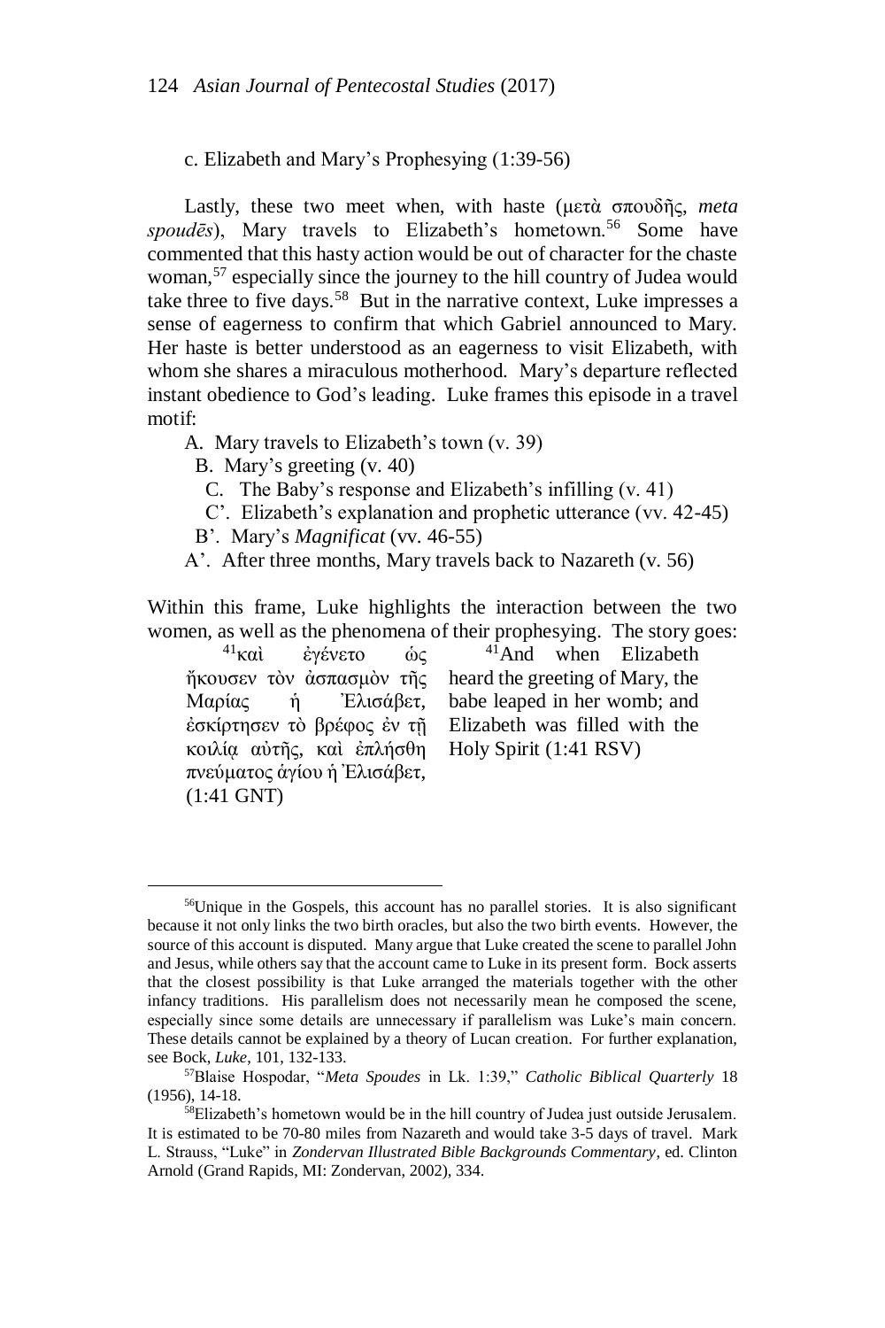c. Elizabeth and Mary's Prophesying (1:39-56)

Lastly, these two meet when, with haste (μετὰ σπουδῆς, *meta spoudēs*), Mary travels to Elizabeth's hometown.[56] Some have commented that this hasty action would be out of character for the chaste woman,[57] especially since the journey to the hill country of Judea would take three to five days.[58] But in the narrative context, Luke impresses a sense of eagerness to confirm that which Gabriel announced to Mary. Her haste is better understood as an eagerness to visit Elizabeth, with whom she shares a miraculous motherhood. Mary's departure reflected instant obedience to God's leading. Luke frames this episode in a travel motif:

A. Mary travels to Elizabeth's town (v. 39)
  B. Mary's greeting (v. 40)
    C. The Baby's response and Elizabeth's infilling (v. 41)
    C'. Elizabeth's explanation and prophetic utterance (vv. 42-45)
  B'. Mary's *Magnificat* (vv. 46-55)
A'. After three months, Mary travels back to Nazareth (v. 56)

Within this frame, Luke highlights the interaction between the two women, as well as the phenomena of their prophesying. The story goes:

| | |
|---|---|
| [41]καὶ ἐγένετο ὡς ἤκουσεν τὸν ἀσπασμὸν τῆς Μαρίας ἡ Ἐλισάβετ, ἐσκίρτησεν τὸ βρέφος ἐν τῇ κοιλίᾳ αὐτῆς, καὶ ἐπλήσθη πνεύματος ἁγίου ἡ Ἐλισάβετ, (1:41 GNT) | [41]And when Elizabeth heard the greeting of Mary, the babe leaped in her womb; and Elizabeth was filled with the Holy Spirit (1:41 RSV) |

---

[56]Unique in the Gospels, this account has no parallel stories. It is also significant because it not only links the two birth oracles, but also the two birth events. However, the source of this account is disputed. Many argue that Luke created the scene to parallel John and Jesus, while others say that the account came to Luke in its present form. Bock asserts that the closest possibility is that Luke arranged the materials together with the other infancy traditions. His parallelism does not necessarily mean he composed the scene, especially since some details are unnecessary if parallelism was Luke's main concern. These details cannot be explained by a theory of Lucan creation. For further explanation, see Bock, *Luke*, 101, 132-133.

[57]Blaise Hospodar, "*Meta Spoudes* in Lk. 1:39," *Catholic Biblical Quarterly* 18 (1956), 14-18.

[58]Elizabeth's hometown would be in the hill country of Judea just outside Jerusalem. It is estimated to be 70-80 miles from Nazareth and would take 3-5 days of travel. Mark L. Strauss, "Luke" in *Zondervan Illustrated Bible Backgrounds Commentary*, ed. Clinton Arnold (Grand Rapids, MI: Zondervan, 2002), 334.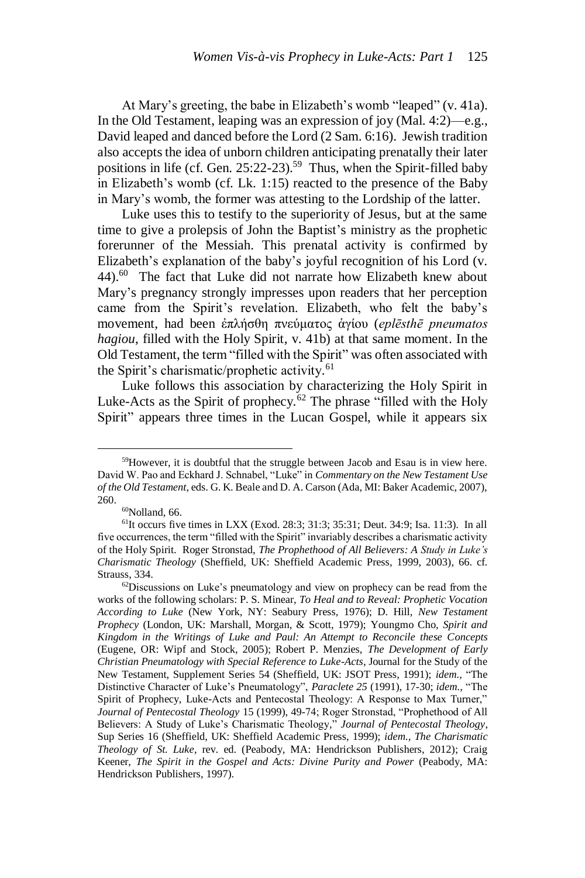At Mary's greeting, the babe in Elizabeth's womb "leaped" (v. 41a). In the Old Testament, leaping was an expression of joy (Mal. 4:2)—e.g., David leaped and danced before the Lord (2 Sam. 6:16). Jewish tradition also accepts the idea of unborn children anticipating prenatally their later positions in life (cf. Gen. 25:22-23).[59] Thus, when the Spirit-filled baby in Elizabeth's womb (cf. Lk. 1:15) reacted to the presence of the Baby in Mary's womb, the former was attesting to the Lordship of the latter.

Luke uses this to testify to the superiority of Jesus, but at the same time to give a prolepsis of John the Baptist's ministry as the prophetic forerunner of the Messiah. This prenatal activity is confirmed by Elizabeth's explanation of the baby's joyful recognition of his Lord (v. 44).[60] The fact that Luke did not narrate how Elizabeth knew about Mary's pregnancy strongly impresses upon readers that her perception came from the Spirit's revelation. Elizabeth, who felt the baby's movement, had been ἐπλήσθη πνεύματος ἁγίου (*eplēsthē pneumatos hagiou*, filled with the Holy Spirit, v. 41b) at that same moment. In the Old Testament, the term "filled with the Spirit" was often associated with the Spirit's charismatic/prophetic activity.[61]

Luke follows this association by characterizing the Holy Spirit in Luke-Acts as the Spirit of prophecy.[62] The phrase "filled with the Holy Spirit" appears three times in the Lucan Gospel, while it appears six

---

[59]However, it is doubtful that the struggle between Jacob and Esau is in view here. David W. Pao and Eckhard J. Schnabel, "Luke" in *Commentary on the New Testament Use of the Old Testament*, eds. G. K. Beale and D. A. Carson (Ada, MI: Baker Academic, 2007), 260.

[60]Nolland, 66.

[61]It occurs five times in LXX (Exod. 28:3; 31:3; 35:31; Deut. 34:9; Isa. 11:3). In all five occurrences, the term "filled with the Spirit" invariably describes a charismatic activity of the Holy Spirit. Roger Stronstad, *The Prophethood of All Believers: A Study in Luke's Charismatic Theology* (Sheffield, UK: Sheffield Academic Press, 1999, 2003), 66. cf. Strauss, 334.

[62]Discussions on Luke's pneumatology and view on prophecy can be read from the works of the following scholars: P. S. Minear, *To Heal and to Reveal: Prophetic Vocation According to Luke* (New York, NY: Seabury Press, 1976); D. Hill, *New Testament Prophecy* (London, UK: Marshall, Morgan, & Scott, 1979); Youngmo Cho, *Spirit and Kingdom in the Writings of Luke and Paul: An Attempt to Reconcile these Concepts* (Eugene, OR: Wipf and Stock, 2005); Robert P. Menzies, *The Development of Early Christian Pneumatology with Special Reference to Luke-Acts*, Journal for the Study of the New Testament, Supplement Series 54 (Sheffield, UK: JSOT Press, 1991); *idem.*, "The Distinctive Character of Luke's Pneumatology", *Paraclete 25* (1991), 17-30; *idem.*, "The Spirit of Prophecy, Luke-Acts and Pentecostal Theology: A Response to Max Turner," *Journal of Pentecostal Theology* 15 (1999), 49-74; Roger Stronstad, "Prophethood of All Believers: A Study of Luke's Charismatic Theology," *Journal of Pentecostal Theology*, Sup Series 16 (Sheffield, UK: Sheffield Academic Press, 1999); *idem.*, *The Charismatic Theology of St. Luke*, rev. ed. (Peabody, MA: Hendrickson Publishers, 2012); Craig Keener, *The Spirit in the Gospel and Acts: Divine Purity and Power* (Peabody, MA: Hendrickson Publishers, 1997).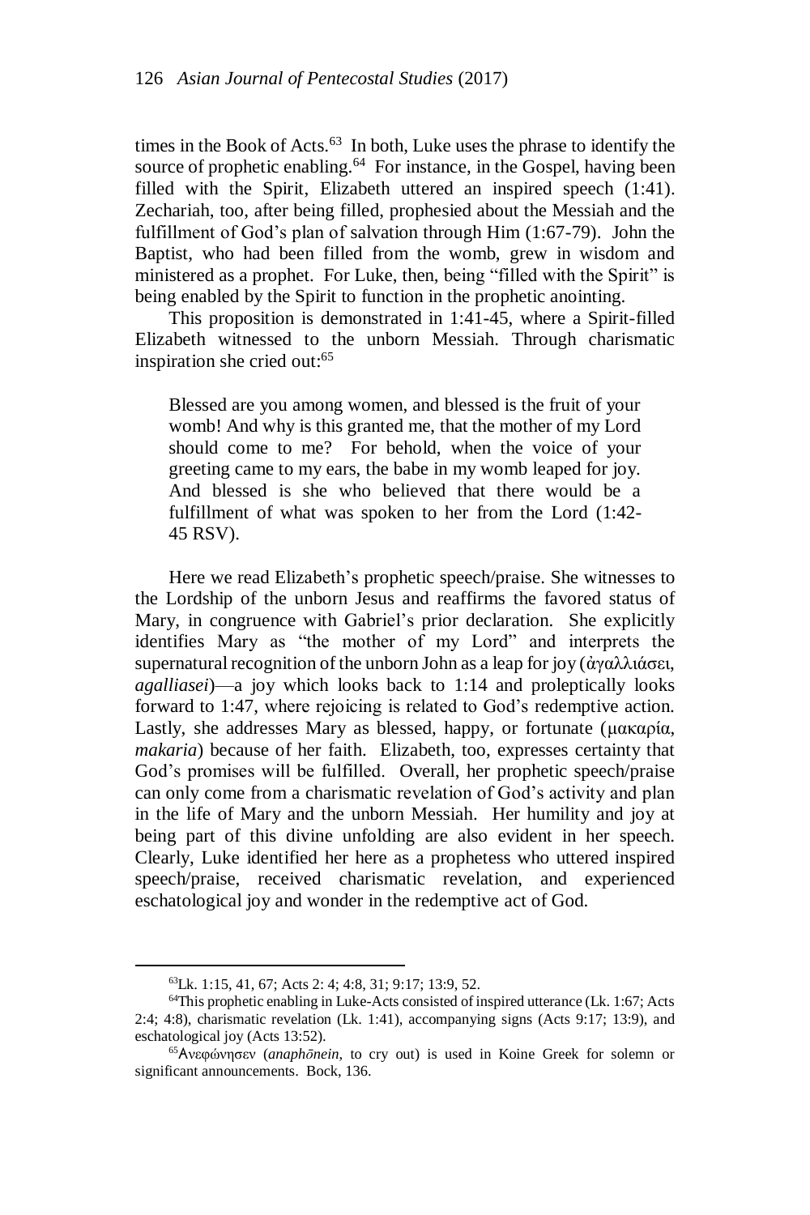times in the Book of Acts.[63] In both, Luke uses the phrase to identify the source of prophetic enabling.[64] For instance, in the Gospel, having been filled with the Spirit, Elizabeth uttered an inspired speech (1:41). Zechariah, too, after being filled, prophesied about the Messiah and the fulfillment of God's plan of salvation through Him (1:67-79). John the Baptist, who had been filled from the womb, grew in wisdom and ministered as a prophet. For Luke, then, being "filled with the Spirit" is being enabled by the Spirit to function in the prophetic anointing.

This proposition is demonstrated in 1:41-45, where a Spirit-filled Elizabeth witnessed to the unborn Messiah. Through charismatic inspiration she cried out:[65]

> Blessed are you among women, and blessed is the fruit of your womb! And why is this granted me, that the mother of my Lord should come to me? For behold, when the voice of your greeting came to my ears, the babe in my womb leaped for joy. And blessed is she who believed that there would be a fulfillment of what was spoken to her from the Lord (1:42-45 RSV).

Here we read Elizabeth's prophetic speech/praise. She witnesses to the Lordship of the unborn Jesus and reaffirms the favored status of Mary, in congruence with Gabriel's prior declaration. She explicitly identifies Mary as "the mother of my Lord" and interprets the supernatural recognition of the unborn John as a leap for joy (ἀγαλλιάσει, *agalliasei*)—a joy which looks back to 1:14 and proleptically looks forward to 1:47, where rejoicing is related to God's redemptive action. Lastly, she addresses Mary as blessed, happy, or fortunate (μακαρία, *makaria*) because of her faith. Elizabeth, too, expresses certainty that God's promises will be fulfilled. Overall, her prophetic speech/praise can only come from a charismatic revelation of God's activity and plan in the life of Mary and the unborn Messiah. Her humility and joy at being part of this divine unfolding are also evident in her speech. Clearly, Luke identified her here as a prophetess who uttered inspired speech/praise, received charismatic revelation, and experienced eschatological joy and wonder in the redemptive act of God.

---

[63] Lk. 1:15, 41, 67; Acts 2: 4; 4:8, 31; 9:17; 13:9, 52.

[64] This prophetic enabling in Luke-Acts consisted of inspired utterance (Lk. 1:67; Acts 2:4; 4:8), charismatic revelation (Lk. 1:41), accompanying signs (Acts 9:17; 13:9), and eschatological joy (Acts 13:52).

[65] Ανεφώνησεν (*anaphōnein*, to cry out) is used in Koine Greek for solemn or significant announcements. Bock, 136.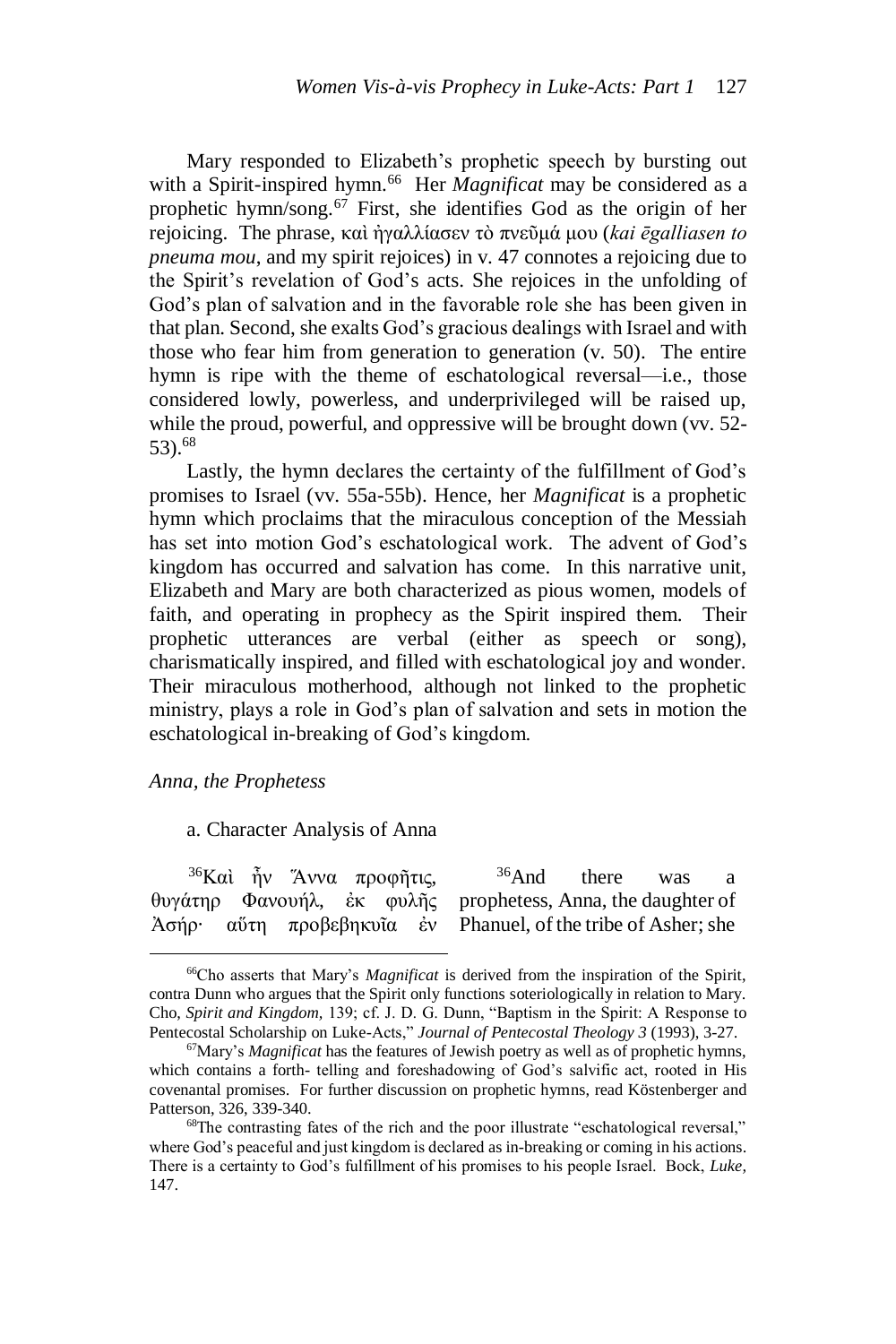Mary responded to Elizabeth's prophetic speech by bursting out with a Spirit-inspired hymn.[66] Her *Magnificat* may be considered as a prophetic hymn/song.[67] First, she identifies God as the origin of her rejoicing. The phrase, καὶ ἠγαλλίασεν τὸ πνεῦμά μου (*kai ēgalliasen to pneuma mou,* and my spirit rejoices) in v. 47 connotes a rejoicing due to the Spirit's revelation of God's acts. She rejoices in the unfolding of God's plan of salvation and in the favorable role she has been given in that plan. Second, she exalts God's gracious dealings with Israel and with those who fear him from generation to generation (v. 50). The entire hymn is ripe with the theme of eschatological reversal—i.e., those considered lowly, powerless, and underprivileged will be raised up, while the proud, powerful, and oppressive will be brought down (vv. 52-53).[68]

Lastly, the hymn declares the certainty of the fulfillment of God's promises to Israel (vv. 55a-55b). Hence, her *Magnificat* is a prophetic hymn which proclaims that the miraculous conception of the Messiah has set into motion God's eschatological work. The advent of God's kingdom has occurred and salvation has come. In this narrative unit, Elizabeth and Mary are both characterized as pious women, models of faith, and operating in prophecy as the Spirit inspired them. Their prophetic utterances are verbal (either as speech or song), charismatically inspired, and filled with eschatological joy and wonder. Their miraculous motherhood, although not linked to the prophetic ministry, plays a role in God's plan of salvation and sets in motion the eschatological in-breaking of God's kingdom.

*Anna, the Prophetess*

a. Character Analysis of Anna

| | |
|---|---|
| [36]Καὶ ἦν Ἅννα προφῆτις, θυγάτηρ Φανουήλ, ἐκ φυλῆς Ἀσήρ· αὕτη προβεβηκυῖα ἐν | [36]And there was a prophetess, Anna, the daughter of Phanuel, of the tribe of Asher; she |

---

[66]Cho asserts that Mary's *Magnificat* is derived from the inspiration of the Spirit, contra Dunn who argues that the Spirit only functions soteriologically in relation to Mary. Cho, *Spirit and Kingdom,* 139; cf. J. D. G. Dunn, "Baptism in the Spirit: A Response to Pentecostal Scholarship on Luke-Acts," *Journal of Pentecostal Theology 3* (1993), 3-27.

[67]Mary's *Magnificat* has the features of Jewish poetry as well as of prophetic hymns, which contains a forth- telling and foreshadowing of God's salvific act, rooted in His covenantal promises. For further discussion on prophetic hymns, read Köstenberger and Patterson, 326, 339-340.

[68]The contrasting fates of the rich and the poor illustrate "eschatological reversal," where God's peaceful and just kingdom is declared as in-breaking or coming in his actions. There is a certainty to God's fulfillment of his promises to his people Israel. Bock, *Luke,* 147.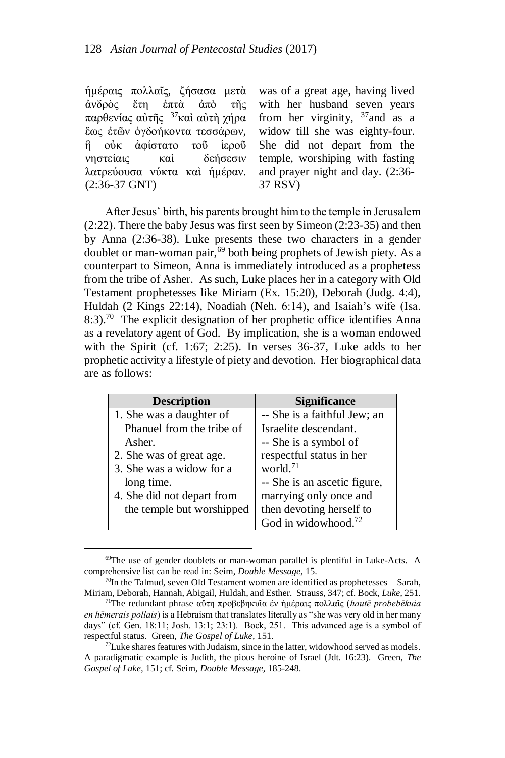| | |
|---|---|
| ἡμέραις πολλαῖς, ζήσασα μετὰ ἀνδρὸς ἔτη ἑπτὰ ἀπὸ τῆς παρθενίας αὐτῆς [37]καὶ αὐτὴ χήρα ἕως ἐτῶν ὀγδοήκοντα τεσσάρων, ἣ οὐκ ἀφίστατο τοῦ ἱεροῦ νηστείαις καὶ δεήσεσιν λατρεύουσα νύκτα καὶ ἡμέραν. (2:36-37 GNT) | was of a great age, having lived with her husband seven years from her virginity, [37]and as a widow till she was eighty-four. She did not depart from the temple, worshiping with fasting and prayer night and day. (2:36-37 RSV) |

After Jesus' birth, his parents brought him to the temple in Jerusalem (2:22). There the baby Jesus was first seen by Simeon (2:23-35) and then by Anna (2:36-38). Luke presents these two characters in a gender doublet or man-woman pair,[69] both being prophets of Jewish piety. As a counterpart to Simeon, Anna is immediately introduced as a prophetess from the tribe of Asher. As such, Luke places her in a category with Old Testament prophetesses like Miriam (Ex. 15:20), Deborah (Judg. 4:4), Huldah (2 Kings 22:14), Noadiah (Neh. 6:14), and Isaiah's wife (Isa. 8:3).[70] The explicit designation of her prophetic office identifies Anna as a revelatory agent of God. By implication, she is a woman endowed with the Spirit (cf. 1:67; 2:25). In verses 36-37, Luke adds to her prophetic activity a lifestyle of piety and devotion. Her biographical data are as follows:

| Description | Significance |
|---|---|
| 1. She was a daughter of Phanuel from the tribe of Asher.<br>2. She was of great age.<br>3. She was a widow for a long time.<br>4. She did not depart from the temple but worshipped | -- She is a faithful Jew; an Israelite descendant.<br>-- She is a symbol of respectful status in her world.[71]<br>-- She is an ascetic figure, marrying only once and then devoting herself to God in widowhood.[72] |

[69]The use of gender doublets or man-woman parallel is plentiful in Luke-Acts. A comprehensive list can be read in: Seim, *Double Message*, 15.

[70]In the Talmud, seven Old Testament women are identified as prophetesses—Sarah, Miriam, Deborah, Hannah, Abigail, Huldah, and Esther. Strauss, 347; cf. Bock, *Luke*, 251.

[71]The redundant phrase αὕτη προβεβηκυῖα ἐν ἡμέραις πολλαῖς (*hautē probebēkuia en hēmerais pollais*) is a Hebraism that translates literally as "she was very old in her many days" (cf. Gen. 18:11; Josh. 13:1; 23:1). Bock, 251. This advanced age is a symbol of respectful status. Green, *The Gospel of Luke*, 151.

[72]Luke shares features with Judaism, since in the latter, widowhood served as models. A paradigmatic example is Judith, the pious heroine of Israel (Jdt. 16:23). Green, *The Gospel of Luke*, 151; cf. Seim, *Double Message*, 185-248.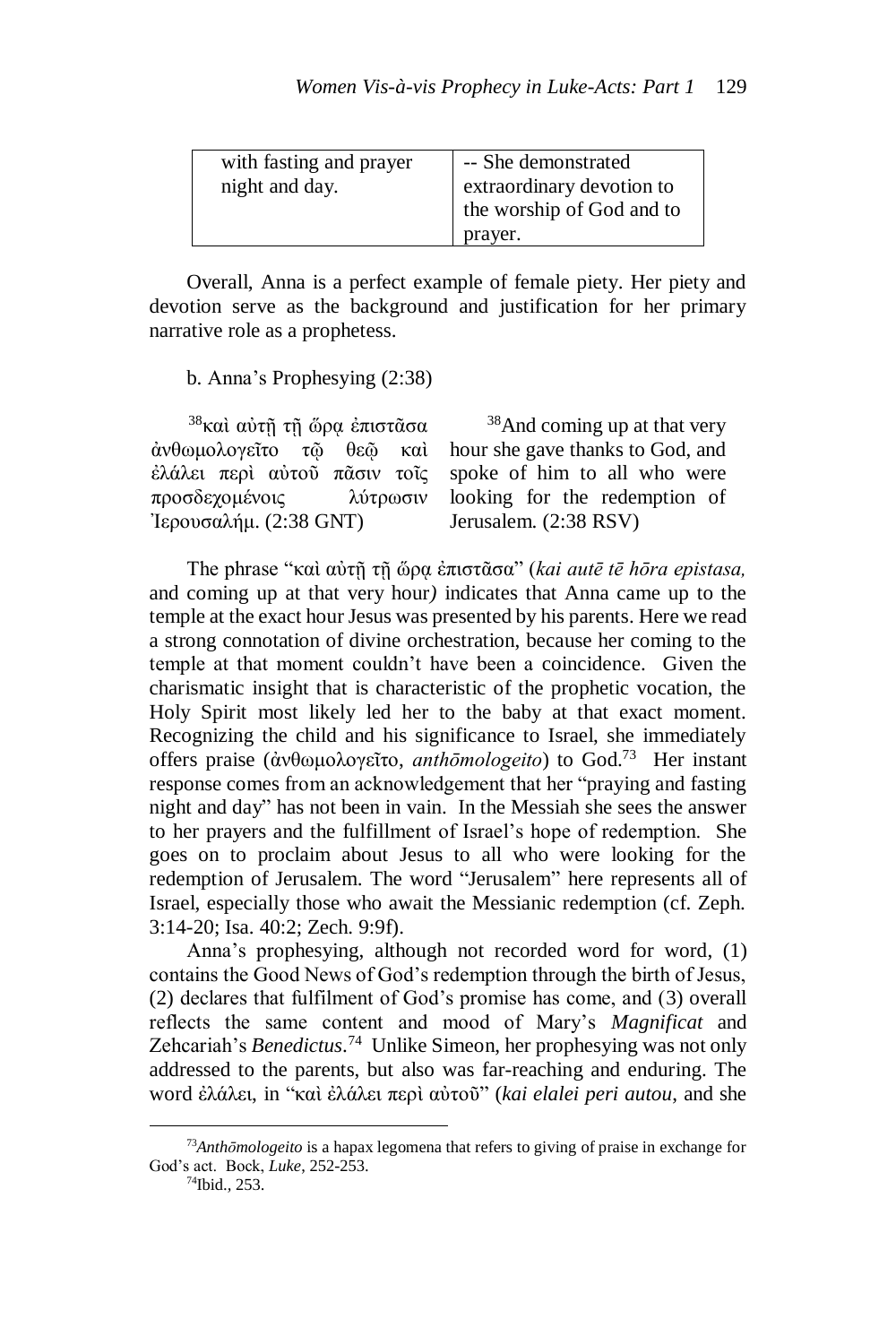| with fasting and prayer night and day. | -- She demonstrated extraordinary devotion to the worship of God and to prayer. |
|---|---|

Overall, Anna is a perfect example of female piety. Her piety and devotion serve as the background and justification for her primary narrative role as a prophetess.

b. Anna's Prophesying (2:38)

| | |
|---|---|
| [38]καὶ αὐτῇ τῇ ὥρᾳ ἐπιστᾶσα ἀνθωμολογεῖτο τῷ θεῷ καὶ ἐλάλει περὶ αὐτοῦ πᾶσιν τοῖς προσδεχομένοις λύτρωσιν Ἰερουσαλήμ. (2:38 GNT) | [38]And coming up at that very hour she gave thanks to God, and spoke of him to all who were looking for the redemption of Jerusalem. (2:38 RSV) |

The phrase "καὶ αὐτῇ τῇ ὥρᾳ ἐπιστᾶσα" (*kai autē tē hōra epistasa,* and coming up at that very hour*)* indicates that Anna came up to the temple at the exact hour Jesus was presented by his parents. Here we read a strong connotation of divine orchestration, because her coming to the temple at that moment couldn't have been a coincidence. Given the charismatic insight that is characteristic of the prophetic vocation, the Holy Spirit most likely led her to the baby at that exact moment. Recognizing the child and his significance to Israel, she immediately offers praise (ἀνθωμολογεῖτο, *anthōmologeito*) to God.[73] Her instant response comes from an acknowledgement that her "praying and fasting night and day" has not been in vain. In the Messiah she sees the answer to her prayers and the fulfillment of Israel's hope of redemption. She goes on to proclaim about Jesus to all who were looking for the redemption of Jerusalem. The word "Jerusalem" here represents all of Israel, especially those who await the Messianic redemption (cf. Zeph. 3:14-20; Isa. 40:2; Zech. 9:9f).

Anna's prophesying, although not recorded word for word, (1) contains the Good News of God's redemption through the birth of Jesus, (2) declares that fulfilment of God's promise has come, and (3) overall reflects the same content and mood of Mary's *Magnificat* and Zehcariah's *Benedictus*.[74] Unlike Simeon, her prophesying was not only addressed to the parents, but also was far-reaching and enduring. The word ἐλάλει, in "καὶ ἐλάλει περὶ αὐτοῦ" (*kai elalei peri autou*, and she

---

[73]*Anthōmologeito* is a hapax legomena that refers to giving of praise in exchange for God's act. Bock, *Luke*, 252-253.

[74]Ibid., 253.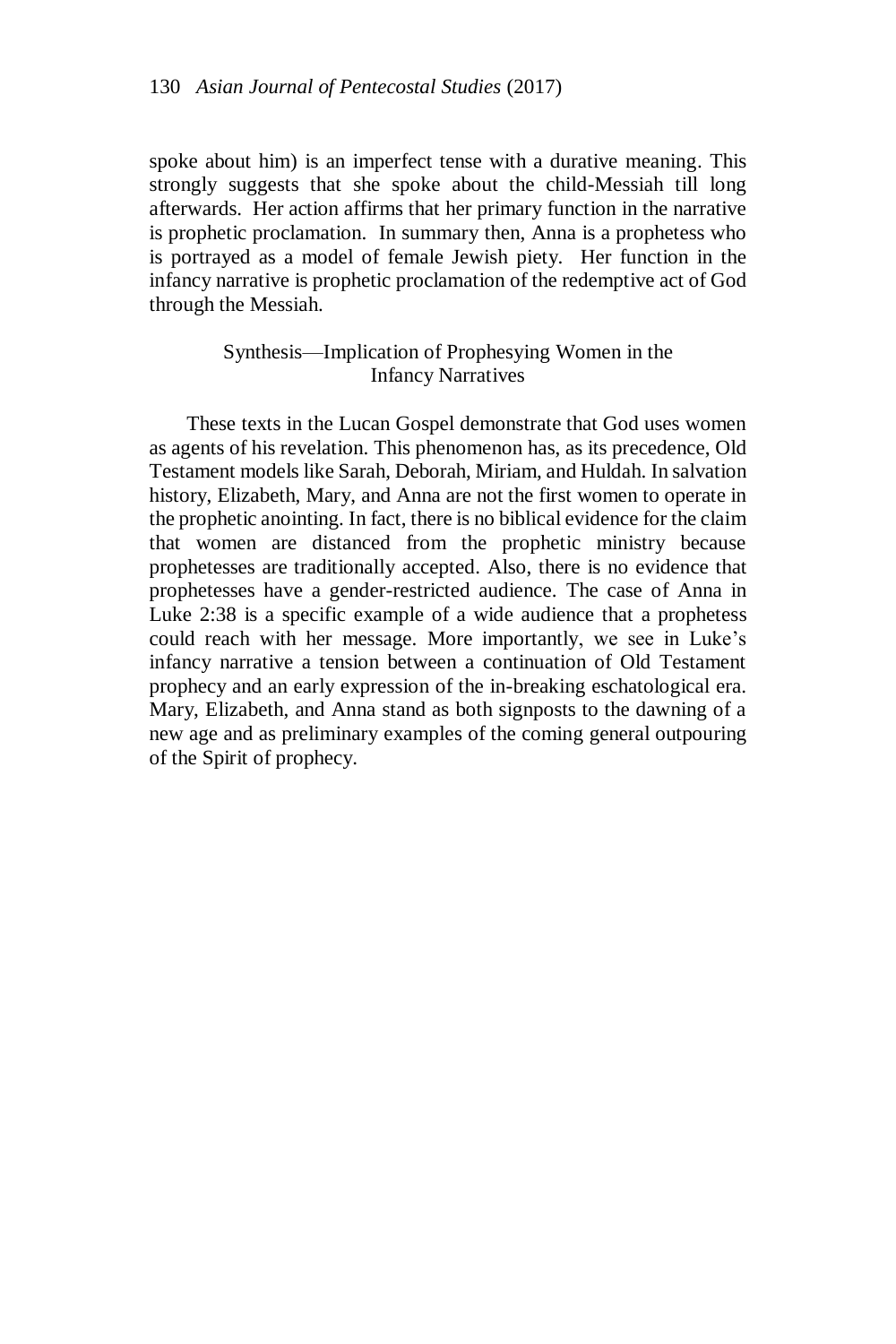spoke about him) is an imperfect tense with a durative meaning. This strongly suggests that she spoke about the child-Messiah till long afterwards. Her action affirms that her primary function in the narrative is prophetic proclamation. In summary then, Anna is a prophetess who is portrayed as a model of female Jewish piety. Her function in the infancy narrative is prophetic proclamation of the redemptive act of God through the Messiah.

## Synthesis—Implication of Prophesying Women in the Infancy Narratives

These texts in the Lucan Gospel demonstrate that God uses women as agents of his revelation. This phenomenon has, as its precedence, Old Testament models like Sarah, Deborah, Miriam, and Huldah. In salvation history, Elizabeth, Mary, and Anna are not the first women to operate in the prophetic anointing. In fact, there is no biblical evidence for the claim that women are distanced from the prophetic ministry because prophetesses are traditionally accepted. Also, there is no evidence that prophetesses have a gender-restricted audience. The case of Anna in Luke 2:38 is a specific example of a wide audience that a prophetess could reach with her message. More importantly, we see in Luke's infancy narrative a tension between a continuation of Old Testament prophecy and an early expression of the in-breaking eschatological era. Mary, Elizabeth, and Anna stand as both signposts to the dawning of a new age and as preliminary examples of the coming general outpouring of the Spirit of prophecy.